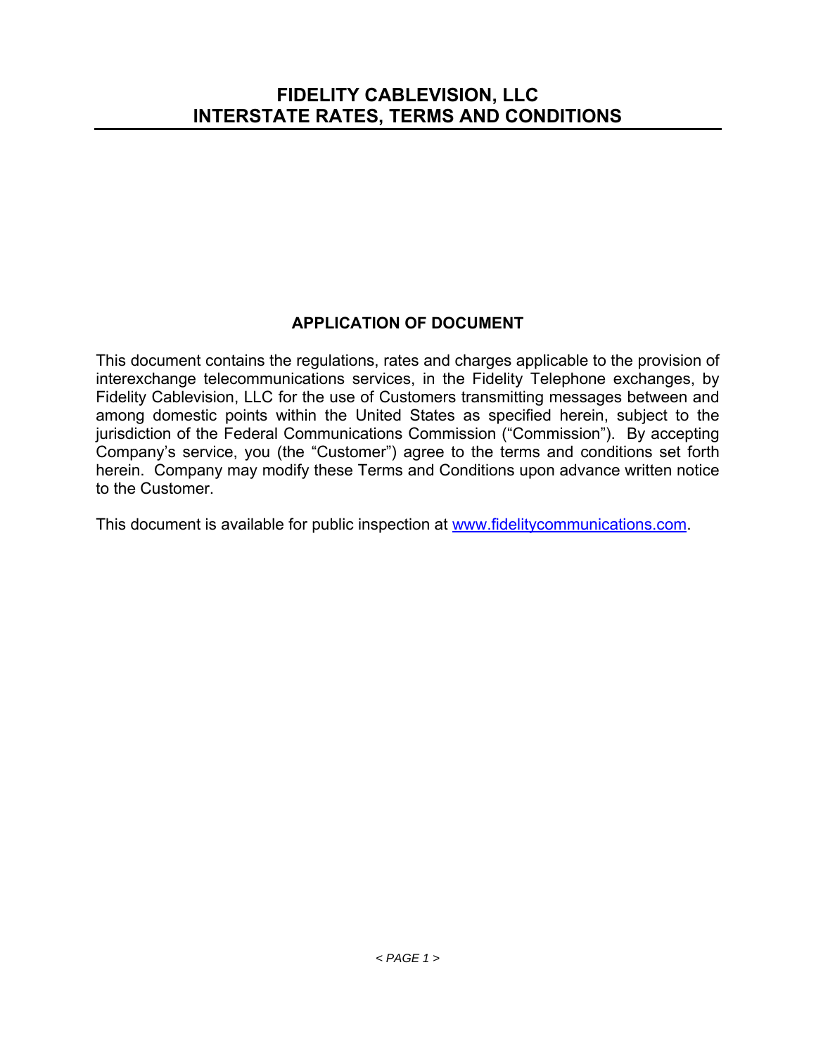# FIDELITY CABLEVISION, LLC
# INTERSTATE RATES, TERMS AND CONDITIONS

## APPLICATION OF DOCUMENT

This document contains the regulations, rates and charges applicable to the provision of interexchange telecommunications services, in the Fidelity Telephone exchanges, by Fidelity Cablevision, LLC for the use of Customers transmitting messages between and among domestic points within the United States as specified herein, subject to the jurisdiction of the Federal Communications Commission ("Commission"). By accepting Company's service, you (the "Customer") agree to the terms and conditions set forth herein. Company may modify these Terms and Conditions upon advance written notice to the Customer.

This document is available for public inspection at www.fidelitycommunications.com.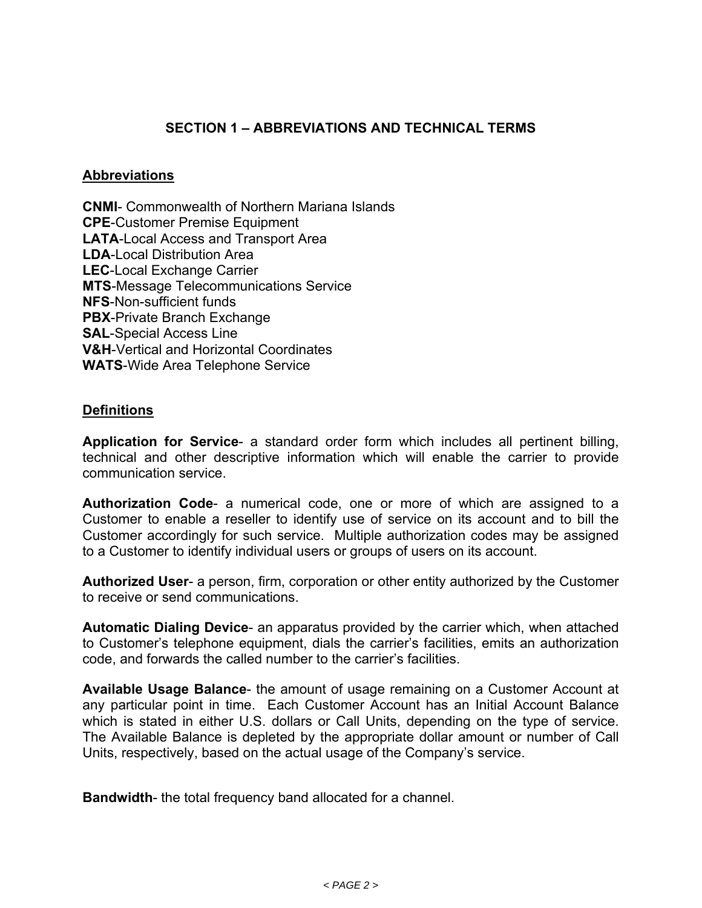## SECTION 1 – ABBREVIATIONS AND TECHNICAL TERMS

### Abbreviations

**CNMI**- Commonwealth of Northern Mariana Islands
**CPE**-Customer Premise Equipment
**LATA**-Local Access and Transport Area
**LDA**-Local Distribution Area
**LEC**-Local Exchange Carrier
**MTS**-Message Telecommunications Service
**NFS**-Non-sufficient funds
**PBX**-Private Branch Exchange
**SAL**-Special Access Line
**V&H**-Vertical and Horizontal Coordinates
**WATS**-Wide Area Telephone Service

### Definitions

**Application for Service**- a standard order form which includes all pertinent billing, technical and other descriptive information which will enable the carrier to provide communication service.

**Authorization Code**- a numerical code, one or more of which are assigned to a Customer to enable a reseller to identify use of service on its account and to bill the Customer accordingly for such service. Multiple authorization codes may be assigned to a Customer to identify individual users or groups of users on its account.

**Authorized User**- a person, firm, corporation or other entity authorized by the Customer to receive or send communications.

**Automatic Dialing Device**- an apparatus provided by the carrier which, when attached to Customer's telephone equipment, dials the carrier's facilities, emits an authorization code, and forwards the called number to the carrier's facilities.

**Available Usage Balance**- the amount of usage remaining on a Customer Account at any particular point in time. Each Customer Account has an Initial Account Balance which is stated in either U.S. dollars or Call Units, depending on the type of service. The Available Balance is depleted by the appropriate dollar amount or number of Call Units, respectively, based on the actual usage of the Company's service.

**Bandwidth**- the total frequency band allocated for a channel.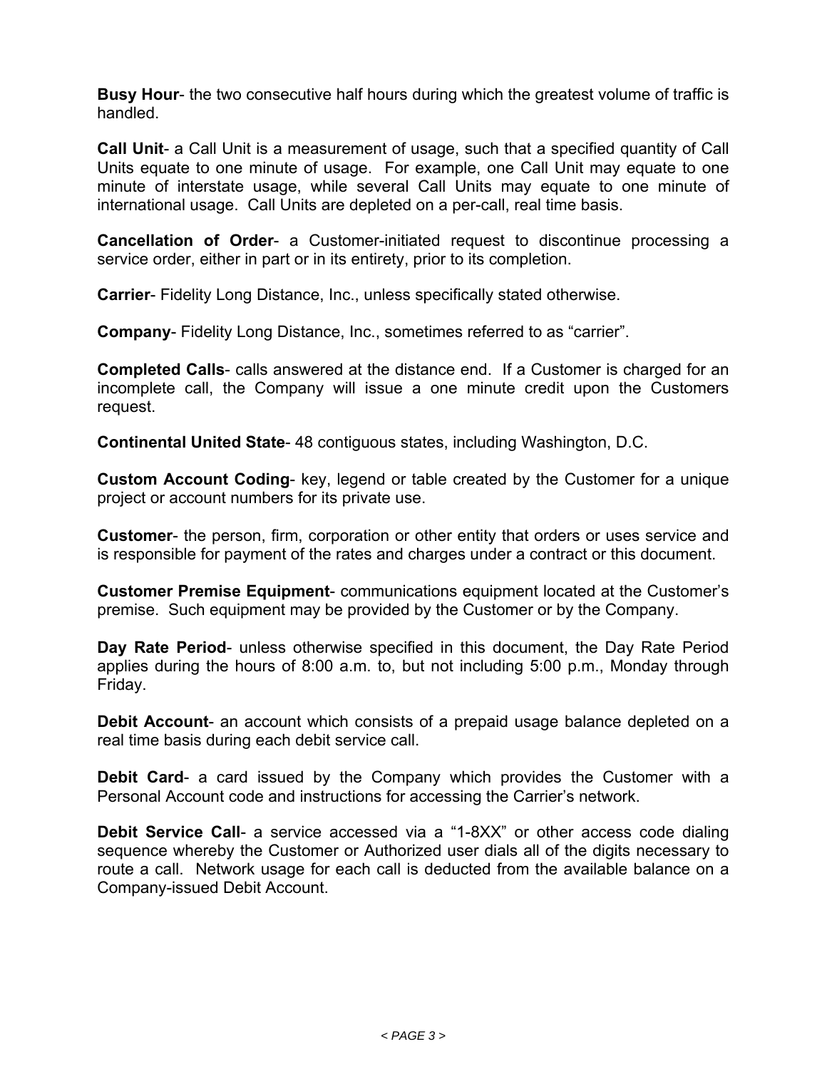**Busy Hour**- the two consecutive half hours during which the greatest volume of traffic is handled.

**Call Unit**- a Call Unit is a measurement of usage, such that a specified quantity of Call Units equate to one minute of usage. For example, one Call Unit may equate to one minute of interstate usage, while several Call Units may equate to one minute of international usage. Call Units are depleted on a per-call, real time basis.

**Cancellation of Order**- a Customer-initiated request to discontinue processing a service order, either in part or in its entirety, prior to its completion.

**Carrier**- Fidelity Long Distance, Inc., unless specifically stated otherwise.

**Company**- Fidelity Long Distance, Inc., sometimes referred to as "carrier".

**Completed Calls**- calls answered at the distance end. If a Customer is charged for an incomplete call, the Company will issue a one minute credit upon the Customers request.

**Continental United State**- 48 contiguous states, including Washington, D.C.

**Custom Account Coding**- key, legend or table created by the Customer for a unique project or account numbers for its private use.

**Customer**- the person, firm, corporation or other entity that orders or uses service and is responsible for payment of the rates and charges under a contract or this document.

**Customer Premise Equipment**- communications equipment located at the Customer's premise. Such equipment may be provided by the Customer or by the Company.

**Day Rate Period**- unless otherwise specified in this document, the Day Rate Period applies during the hours of 8:00 a.m. to, but not including 5:00 p.m., Monday through Friday.

**Debit Account**- an account which consists of a prepaid usage balance depleted on a real time basis during each debit service call.

**Debit Card**- a card issued by the Company which provides the Customer with a Personal Account code and instructions for accessing the Carrier's network.

**Debit Service Call**- a service accessed via a "1-8XX" or other access code dialing sequence whereby the Customer or Authorized user dials all of the digits necessary to route a call. Network usage for each call is deducted from the available balance on a Company-issued Debit Account.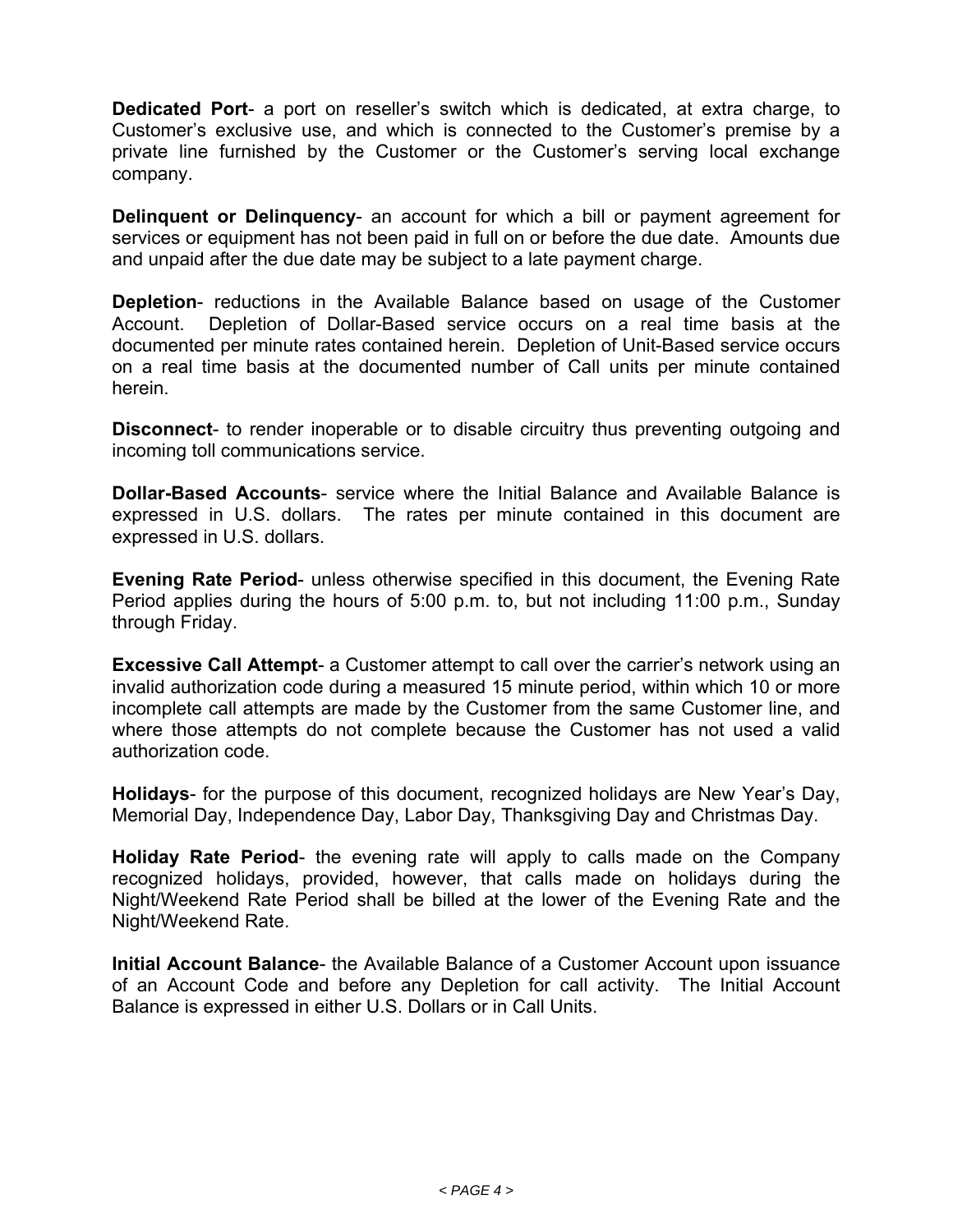**Dedicated Port**- a port on reseller's switch which is dedicated, at extra charge, to Customer's exclusive use, and which is connected to the Customer's premise by a private line furnished by the Customer or the Customer's serving local exchange company.

**Delinquent or Delinquency**- an account for which a bill or payment agreement for services or equipment has not been paid in full on or before the due date. Amounts due and unpaid after the due date may be subject to a late payment charge.

**Depletion**- reductions in the Available Balance based on usage of the Customer Account. Depletion of Dollar-Based service occurs on a real time basis at the documented per minute rates contained herein. Depletion of Unit-Based service occurs on a real time basis at the documented number of Call units per minute contained herein.

**Disconnect**- to render inoperable or to disable circuitry thus preventing outgoing and incoming toll communications service.

**Dollar-Based Accounts**- service where the Initial Balance and Available Balance is expressed in U.S. dollars. The rates per minute contained in this document are expressed in U.S. dollars.

**Evening Rate Period**- unless otherwise specified in this document, the Evening Rate Period applies during the hours of 5:00 p.m. to, but not including 11:00 p.m., Sunday through Friday.

**Excessive Call Attempt**- a Customer attempt to call over the carrier's network using an invalid authorization code during a measured 15 minute period, within which 10 or more incomplete call attempts are made by the Customer from the same Customer line, and where those attempts do not complete because the Customer has not used a valid authorization code.

**Holidays**- for the purpose of this document, recognized holidays are New Year's Day, Memorial Day, Independence Day, Labor Day, Thanksgiving Day and Christmas Day.

**Holiday Rate Period**- the evening rate will apply to calls made on the Company recognized holidays, provided, however, that calls made on holidays during the Night/Weekend Rate Period shall be billed at the lower of the Evening Rate and the Night/Weekend Rate.

**Initial Account Balance**- the Available Balance of a Customer Account upon issuance of an Account Code and before any Depletion for call activity. The Initial Account Balance is expressed in either U.S. Dollars or in Call Units.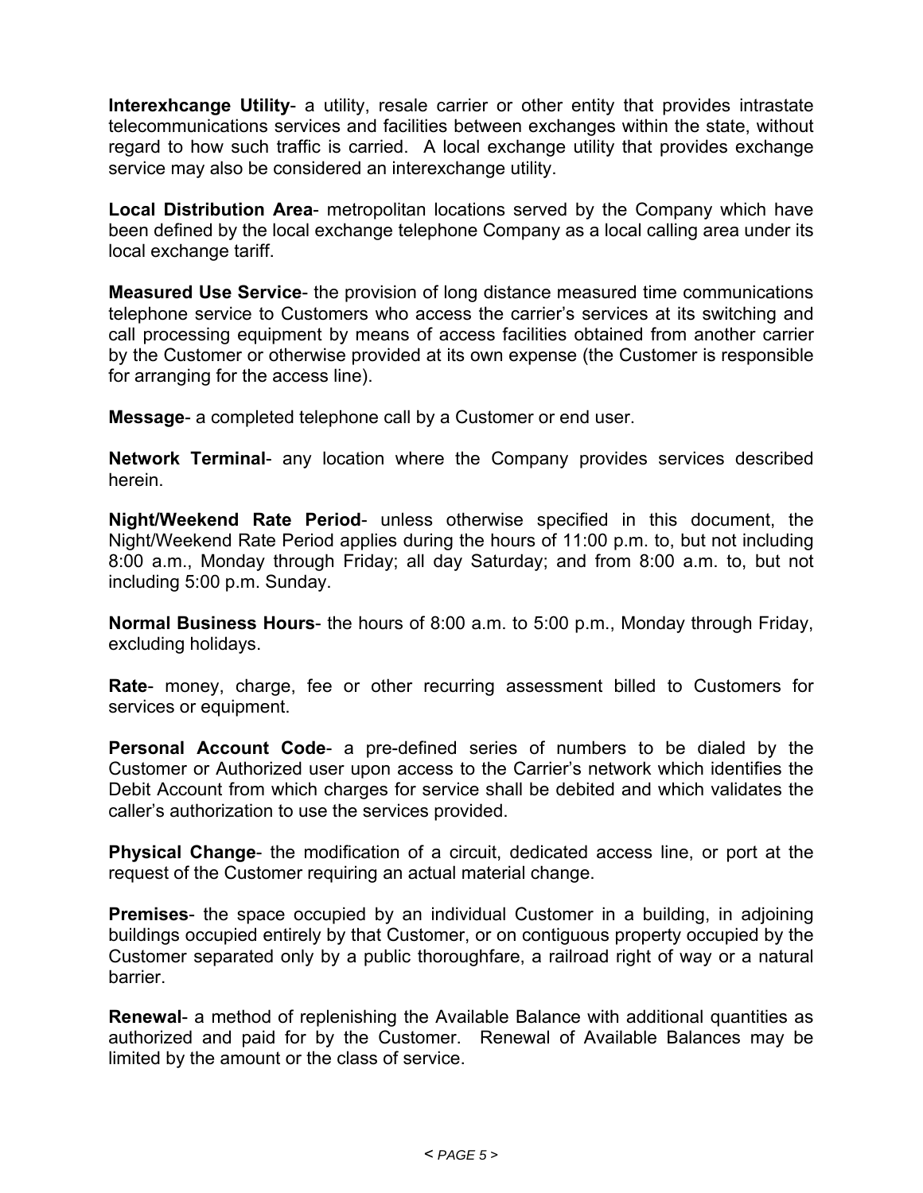**Interexhcange Utility**- a utility, resale carrier or other entity that provides intrastate telecommunications services and facilities between exchanges within the state, without regard to how such traffic is carried. A local exchange utility that provides exchange service may also be considered an interexchange utility.

**Local Distribution Area**- metropolitan locations served by the Company which have been defined by the local exchange telephone Company as a local calling area under its local exchange tariff.

**Measured Use Service**- the provision of long distance measured time communications telephone service to Customers who access the carrier's services at its switching and call processing equipment by means of access facilities obtained from another carrier by the Customer or otherwise provided at its own expense (the Customer is responsible for arranging for the access line).

**Message**- a completed telephone call by a Customer or end user.

**Network Terminal**- any location where the Company provides services described herein.

**Night/Weekend Rate Period**- unless otherwise specified in this document, the Night/Weekend Rate Period applies during the hours of 11:00 p.m. to, but not including 8:00 a.m., Monday through Friday; all day Saturday; and from 8:00 a.m. to, but not including 5:00 p.m. Sunday.

**Normal Business Hours**- the hours of 8:00 a.m. to 5:00 p.m., Monday through Friday, excluding holidays.

**Rate**- money, charge, fee or other recurring assessment billed to Customers for services or equipment.

**Personal Account Code**- a pre-defined series of numbers to be dialed by the Customer or Authorized user upon access to the Carrier's network which identifies the Debit Account from which charges for service shall be debited and which validates the caller's authorization to use the services provided.

**Physical Change**- the modification of a circuit, dedicated access line, or port at the request of the Customer requiring an actual material change.

**Premises**- the space occupied by an individual Customer in a building, in adjoining buildings occupied entirely by that Customer, or on contiguous property occupied by the Customer separated only by a public thoroughfare, a railroad right of way or a natural barrier.

**Renewal**- a method of replenishing the Available Balance with additional quantities as authorized and paid for by the Customer. Renewal of Available Balances may be limited by the amount or the class of service.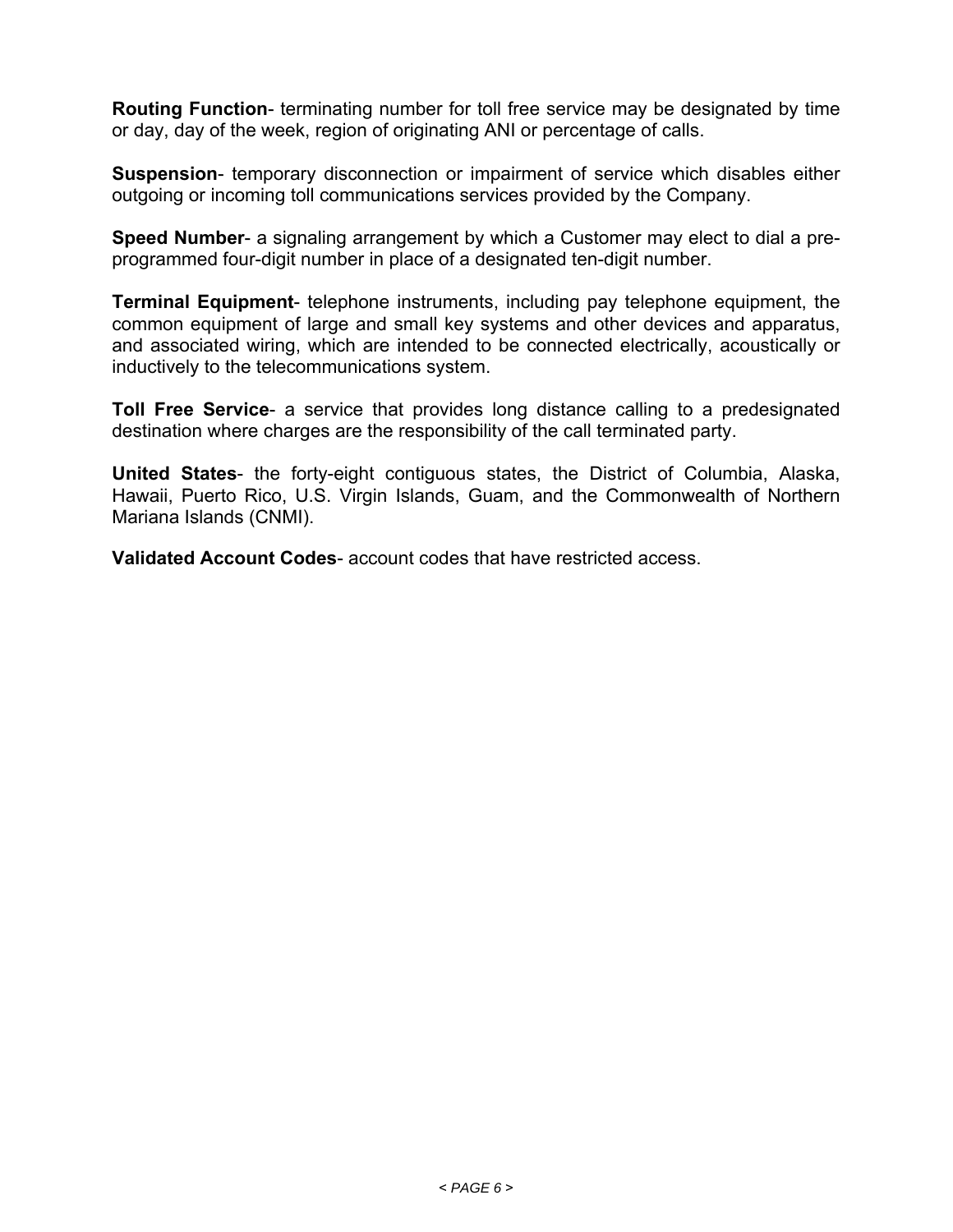**Routing Function**- terminating number for toll free service may be designated by time or day, day of the week, region of originating ANI or percentage of calls.

**Suspension**- temporary disconnection or impairment of service which disables either outgoing or incoming toll communications services provided by the Company.

**Speed Number**- a signaling arrangement by which a Customer may elect to dial a pre-programmed four-digit number in place of a designated ten-digit number.

**Terminal Equipment**- telephone instruments, including pay telephone equipment, the common equipment of large and small key systems and other devices and apparatus, and associated wiring, which are intended to be connected electrically, acoustically or inductively to the telecommunications system.

**Toll Free Service**- a service that provides long distance calling to a predesignated destination where charges are the responsibility of the call terminated party.

**United States**- the forty-eight contiguous states, the District of Columbia, Alaska, Hawaii, Puerto Rico, U.S. Virgin Islands, Guam, and the Commonwealth of Northern Mariana Islands (CNMI).

**Validated Account Codes**- account codes that have restricted access.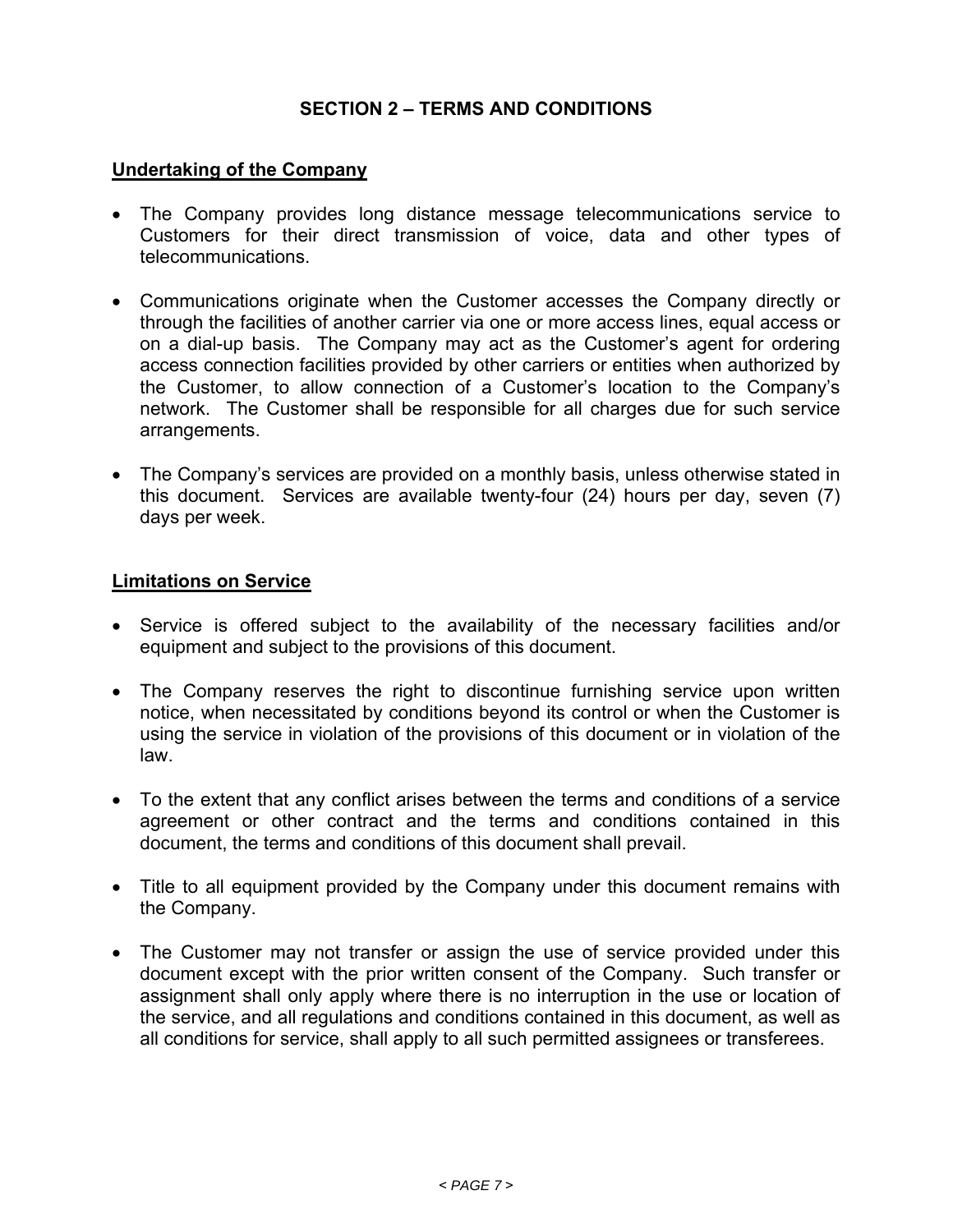## SECTION 2 – TERMS AND CONDITIONS

### Undertaking of the Company

- The Company provides long distance message telecommunications service to Customers for their direct transmission of voice, data and other types of telecommunications.
- Communications originate when the Customer accesses the Company directly or through the facilities of another carrier via one or more access lines, equal access or on a dial-up basis. The Company may act as the Customer's agent for ordering access connection facilities provided by other carriers or entities when authorized by the Customer, to allow connection of a Customer's location to the Company's network. The Customer shall be responsible for all charges due for such service arrangements.
- The Company's services are provided on a monthly basis, unless otherwise stated in this document. Services are available twenty-four (24) hours per day, seven (7) days per week.

### Limitations on Service

- Service is offered subject to the availability of the necessary facilities and/or equipment and subject to the provisions of this document.
- The Company reserves the right to discontinue furnishing service upon written notice, when necessitated by conditions beyond its control or when the Customer is using the service in violation of the provisions of this document or in violation of the law.
- To the extent that any conflict arises between the terms and conditions of a service agreement or other contract and the terms and conditions contained in this document, the terms and conditions of this document shall prevail.
- Title to all equipment provided by the Company under this document remains with the Company.
- The Customer may not transfer or assign the use of service provided under this document except with the prior written consent of the Company. Such transfer or assignment shall only apply where there is no interruption in the use or location of the service, and all regulations and conditions contained in this document, as well as all conditions for service, shall apply to all such permitted assignees or transferees.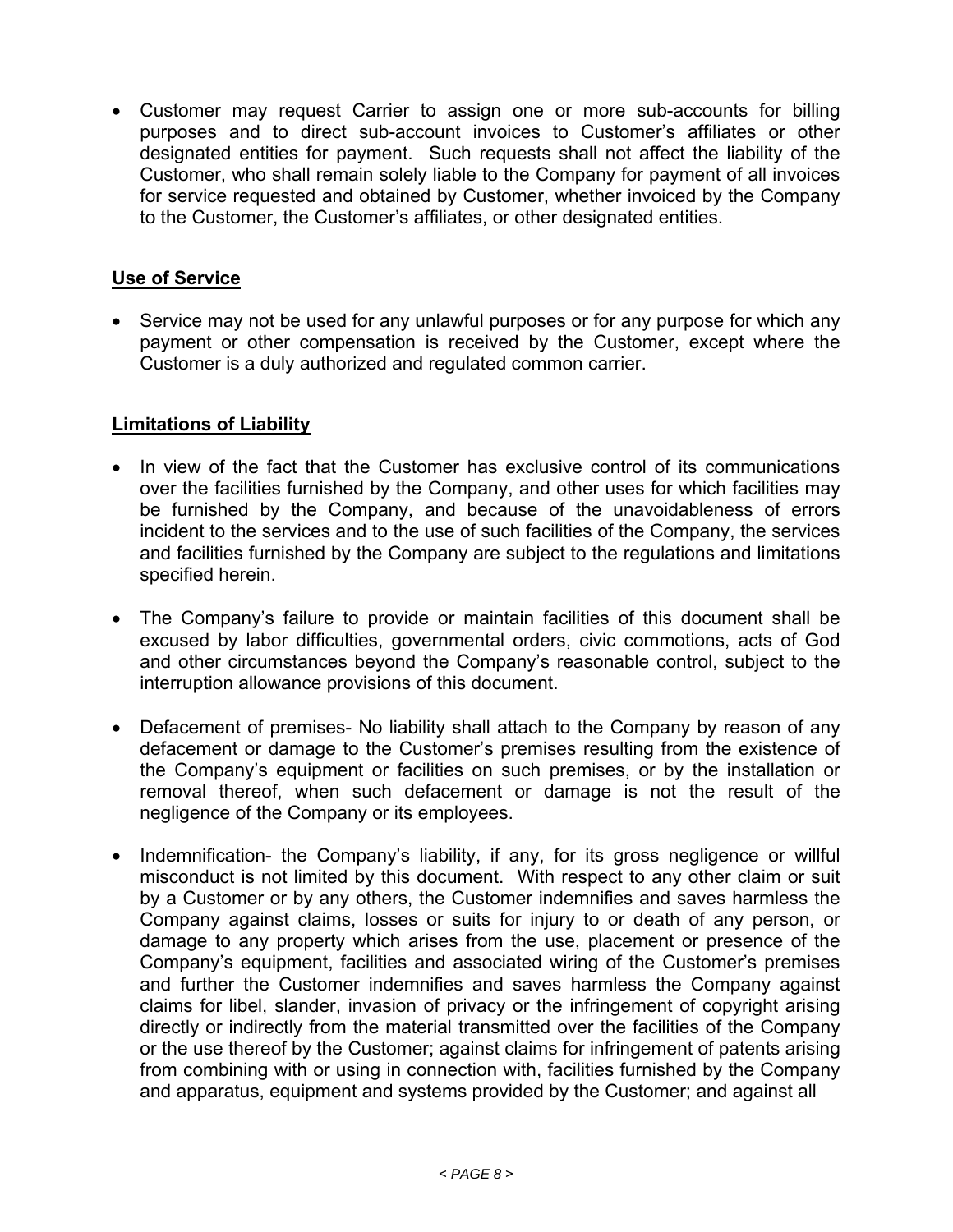- Customer may request Carrier to assign one or more sub-accounts for billing purposes and to direct sub-account invoices to Customer's affiliates or other designated entities for payment. Such requests shall not affect the liability of the Customer, who shall remain solely liable to the Company for payment of all invoices for service requested and obtained by Customer, whether invoiced by the Company to the Customer, the Customer's affiliates, or other designated entities.

## **Use of Service**

- Service may not be used for any unlawful purposes or for any purpose for which any payment or other compensation is received by the Customer, except where the Customer is a duly authorized and regulated common carrier.

## **Limitations of Liability**

- In view of the fact that the Customer has exclusive control of its communications over the facilities furnished by the Company, and other uses for which facilities may be furnished by the Company, and because of the unavoidableness of errors incident to the services and to the use of such facilities of the Company, the services and facilities furnished by the Company are subject to the regulations and limitations specified herein.

- The Company's failure to provide or maintain facilities of this document shall be excused by labor difficulties, governmental orders, civic commotions, acts of God and other circumstances beyond the Company's reasonable control, subject to the interruption allowance provisions of this document.

- Defacement of premises- No liability shall attach to the Company by reason of any defacement or damage to the Customer's premises resulting from the existence of the Company's equipment or facilities on such premises, or by the installation or removal thereof, when such defacement or damage is not the result of the negligence of the Company or its employees.

- Indemnification- the Company's liability, if any, for its gross negligence or willful misconduct is not limited by this document. With respect to any other claim or suit by a Customer or by any others, the Customer indemnifies and saves harmless the Company against claims, losses or suits for injury to or death of any person, or damage to any property which arises from the use, placement or presence of the Company's equipment, facilities and associated wiring of the Customer's premises and further the Customer indemnifies and saves harmless the Company against claims for libel, slander, invasion of privacy or the infringement of copyright arising directly or indirectly from the material transmitted over the facilities of the Company or the use thereof by the Customer; against claims for infringement of patents arising from combining with or using in connection with, facilities furnished by the Company and apparatus, equipment and systems provided by the Customer; and against all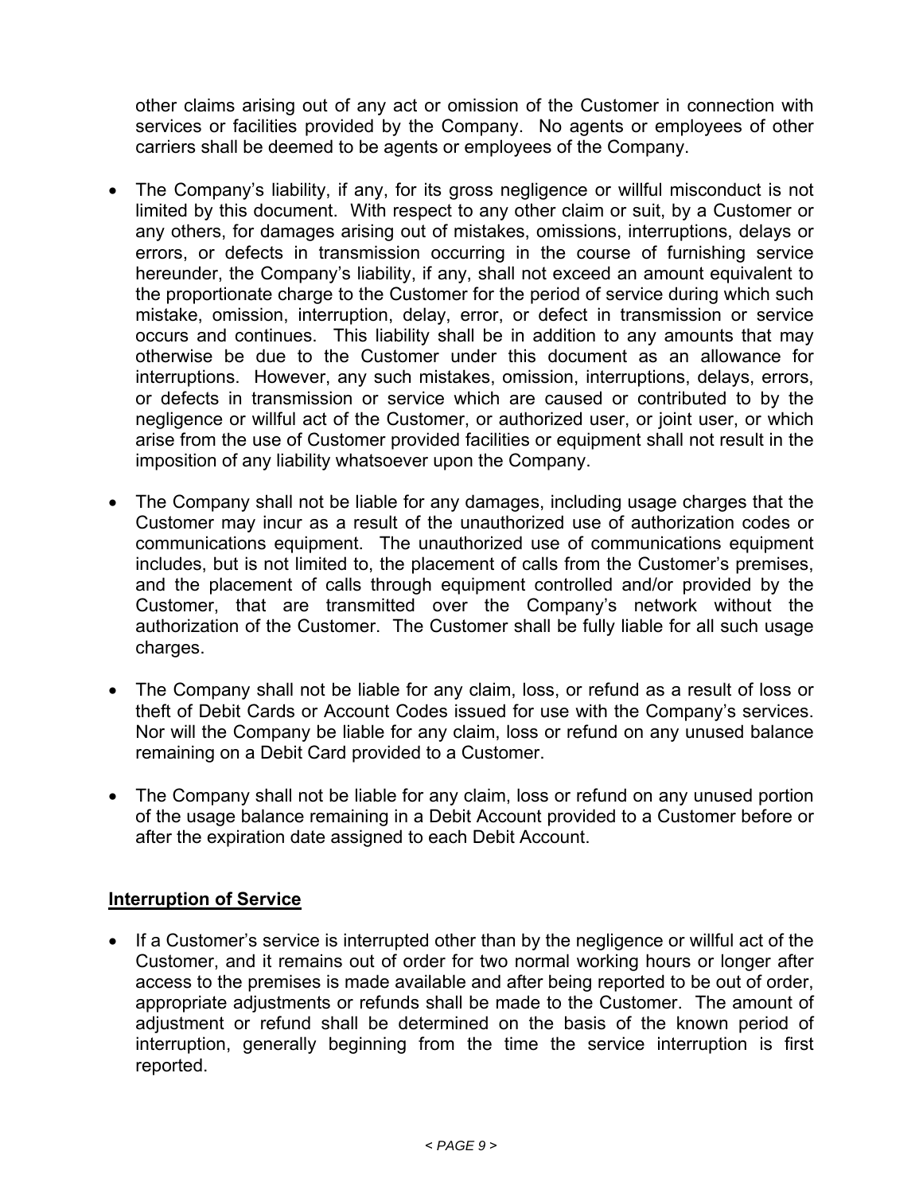other claims arising out of any act or omission of the Customer in connection with services or facilities provided by the Company. No agents or employees of other carriers shall be deemed to be agents or employees of the Company.

- The Company's liability, if any, for its gross negligence or willful misconduct is not limited by this document. With respect to any other claim or suit, by a Customer or any others, for damages arising out of mistakes, omissions, interruptions, delays or errors, or defects in transmission occurring in the course of furnishing service hereunder, the Company's liability, if any, shall not exceed an amount equivalent to the proportionate charge to the Customer for the period of service during which such mistake, omission, interruption, delay, error, or defect in transmission or service occurs and continues. This liability shall be in addition to any amounts that may otherwise be due to the Customer under this document as an allowance for interruptions. However, any such mistakes, omission, interruptions, delays, errors, or defects in transmission or service which are caused or contributed to by the negligence or willful act of the Customer, or authorized user, or joint user, or which arise from the use of Customer provided facilities or equipment shall not result in the imposition of any liability whatsoever upon the Company.

- The Company shall not be liable for any damages, including usage charges that the Customer may incur as a result of the unauthorized use of authorization codes or communications equipment. The unauthorized use of communications equipment includes, but is not limited to, the placement of calls from the Customer's premises, and the placement of calls through equipment controlled and/or provided by the Customer, that are transmitted over the Company's network without the authorization of the Customer. The Customer shall be fully liable for all such usage charges.

- The Company shall not be liable for any claim, loss, or refund as a result of loss or theft of Debit Cards or Account Codes issued for use with the Company's services. Nor will the Company be liable for any claim, loss or refund on any unused balance remaining on a Debit Card provided to a Customer.

- The Company shall not be liable for any claim, loss or refund on any unused portion of the usage balance remaining in a Debit Account provided to a Customer before or after the expiration date assigned to each Debit Account.

## Interruption of Service

- If a Customer's service is interrupted other than by the negligence or willful act of the Customer, and it remains out of order for two normal working hours or longer after access to the premises is made available and after being reported to be out of order, appropriate adjustments or refunds shall be made to the Customer. The amount of adjustment or refund shall be determined on the basis of the known period of interruption, generally beginning from the time the service interruption is first reported.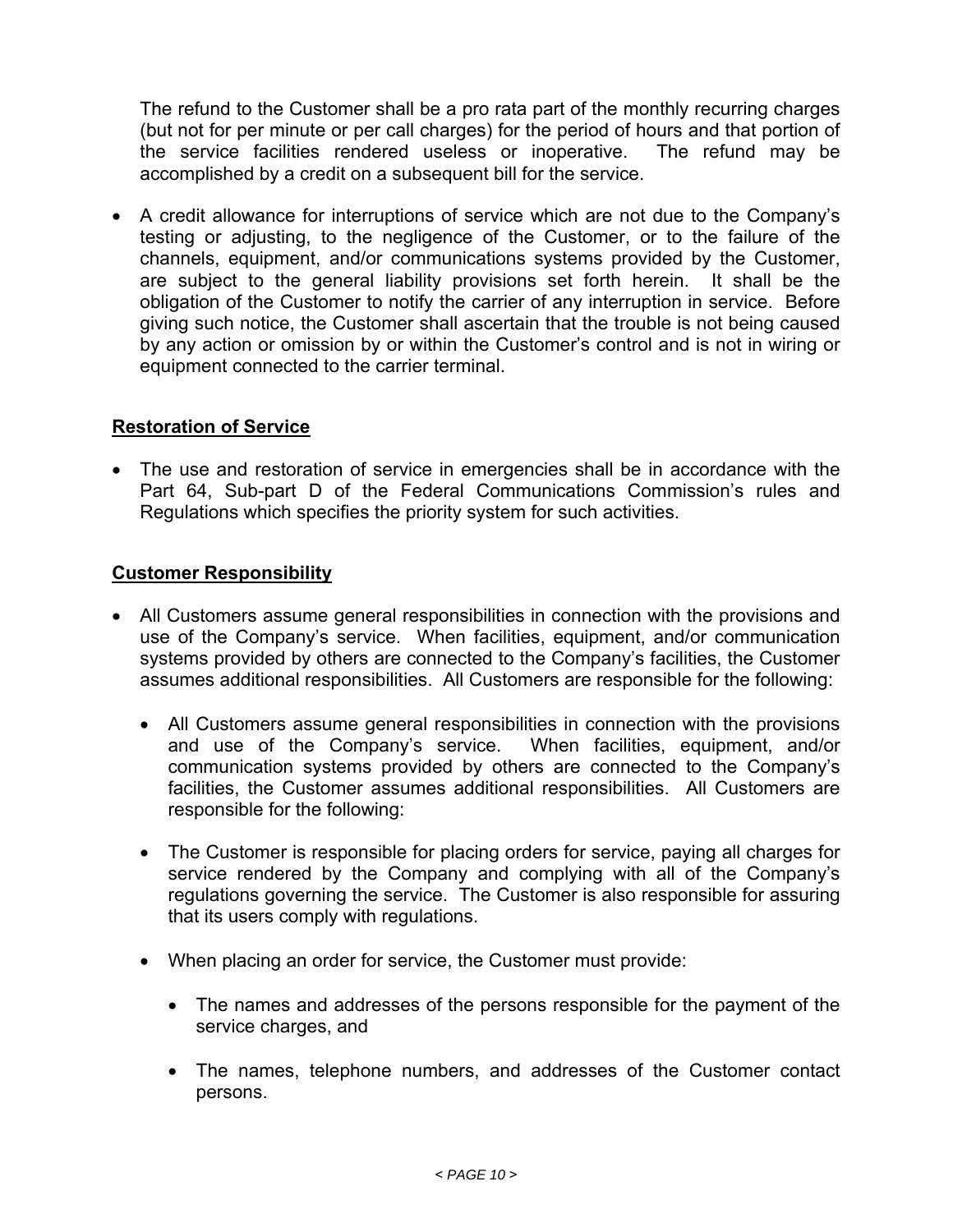The refund to the Customer shall be a pro rata part of the monthly recurring charges (but not for per minute or per call charges) for the period of hours and that portion of the service facilities rendered useless or inoperative. The refund may be accomplished by a credit on a subsequent bill for the service.

- A credit allowance for interruptions of service which are not due to the Company's testing or adjusting, to the negligence of the Customer, or to the failure of the channels, equipment, and/or communications systems provided by the Customer, are subject to the general liability provisions set forth herein. It shall be the obligation of the Customer to notify the carrier of any interruption in service. Before giving such notice, the Customer shall ascertain that the trouble is not being caused by any action or omission by or within the Customer's control and is not in wiring or equipment connected to the carrier terminal.

**Restoration of Service**

- The use and restoration of service in emergencies shall be in accordance with the Part 64, Sub-part D of the Federal Communications Commission's rules and Regulations which specifies the priority system for such activities.

**Customer Responsibility**

- All Customers assume general responsibilities in connection with the provisions and use of the Company's service. When facilities, equipment, and/or communication systems provided by others are connected to the Company's facilities, the Customer assumes additional responsibilities. All Customers are responsible for the following:
  - All Customers assume general responsibilities in connection with the provisions and use of the Company's service. When facilities, equipment, and/or communication systems provided by others are connected to the Company's facilities, the Customer assumes additional responsibilities. All Customers are responsible for the following:
  - The Customer is responsible for placing orders for service, paying all charges for service rendered by the Company and complying with all of the Company's regulations governing the service. The Customer is also responsible for assuring that its users comply with regulations.
  - When placing an order for service, the Customer must provide:
    - The names and addresses of the persons responsible for the payment of the service charges, and
    - The names, telephone numbers, and addresses of the Customer contact persons.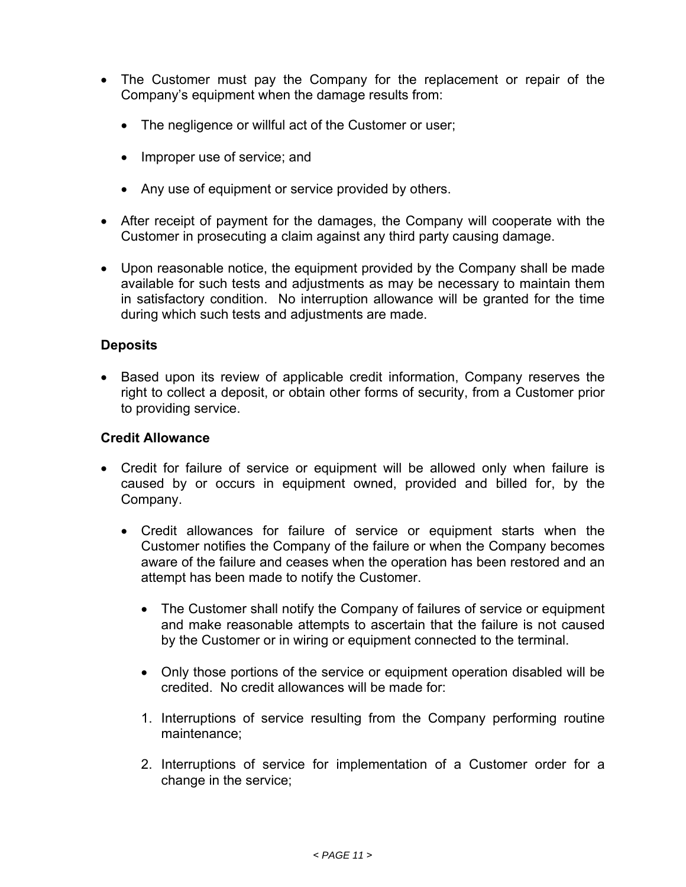- The Customer must pay the Company for the replacement or repair of the Company's equipment when the damage results from:
  - The negligence or willful act of the Customer or user;
  - Improper use of service; and
  - Any use of equipment or service provided by others.
- After receipt of payment for the damages, the Company will cooperate with the Customer in prosecuting a claim against any third party causing damage.
- Upon reasonable notice, the equipment provided by the Company shall be made available for such tests and adjustments as may be necessary to maintain them in satisfactory condition. No interruption allowance will be granted for the time during which such tests and adjustments are made.

**Deposits**

- Based upon its review of applicable credit information, Company reserves the right to collect a deposit, or obtain other forms of security, from a Customer prior to providing service.

**Credit Allowance**

- Credit for failure of service or equipment will be allowed only when failure is caused by or occurs in equipment owned, provided and billed for, by the Company.
  - Credit allowances for failure of service or equipment starts when the Customer notifies the Company of the failure or when the Company becomes aware of the failure and ceases when the operation has been restored and an attempt has been made to notify the Customer.
    - The Customer shall notify the Company of failures of service or equipment and make reasonable attempts to ascertain that the failure is not caused by the Customer or in wiring or equipment connected to the terminal.
    - Only those portions of the service or equipment operation disabled will be credited. No credit allowances will be made for:

    1. Interruptions of service resulting from the Company performing routine maintenance;
    2. Interruptions of service for implementation of a Customer order for a change in the service;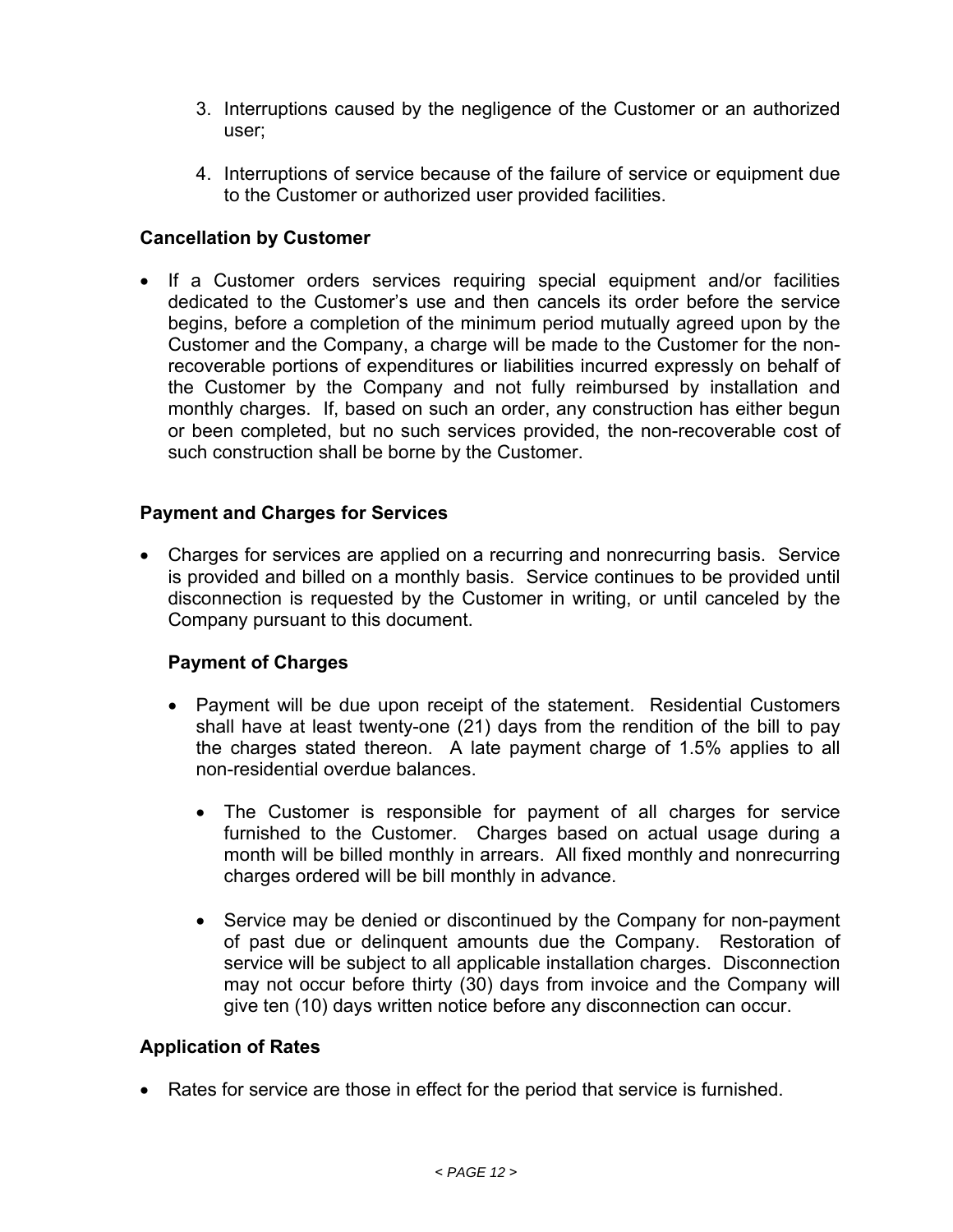3. Interruptions caused by the negligence of the Customer or an authorized user;

4. Interruptions of service because of the failure of service or equipment due to the Customer or authorized user provided facilities.

### Cancellation by Customer

- If a Customer orders services requiring special equipment and/or facilities dedicated to the Customer's use and then cancels its order before the service begins, before a completion of the minimum period mutually agreed upon by the Customer and the Company, a charge will be made to the Customer for the non-recoverable portions of expenditures or liabilities incurred expressly on behalf of the Customer by the Company and not fully reimbursed by installation and monthly charges. If, based on such an order, any construction has either begun or been completed, but no such services provided, the non-recoverable cost of such construction shall be borne by the Customer.

### Payment and Charges for Services

- Charges for services are applied on a recurring and nonrecurring basis. Service is provided and billed on a monthly basis. Service continues to be provided until disconnection is requested by the Customer in writing, or until canceled by the Company pursuant to this document.

#### Payment of Charges

- Payment will be due upon receipt of the statement. Residential Customers shall have at least twenty-one (21) days from the rendition of the bill to pay the charges stated thereon. A late payment charge of 1.5% applies to all non-residential overdue balances.

  - The Customer is responsible for payment of all charges for service furnished to the Customer. Charges based on actual usage during a month will be billed monthly in arrears. All fixed monthly and nonrecurring charges ordered will be bill monthly in advance.

  - Service may be denied or discontinued by the Company for non-payment of past due or delinquent amounts due the Company. Restoration of service will be subject to all applicable installation charges. Disconnection may not occur before thirty (30) days from invoice and the Company will give ten (10) days written notice before any disconnection can occur.

### Application of Rates

- Rates for service are those in effect for the period that service is furnished.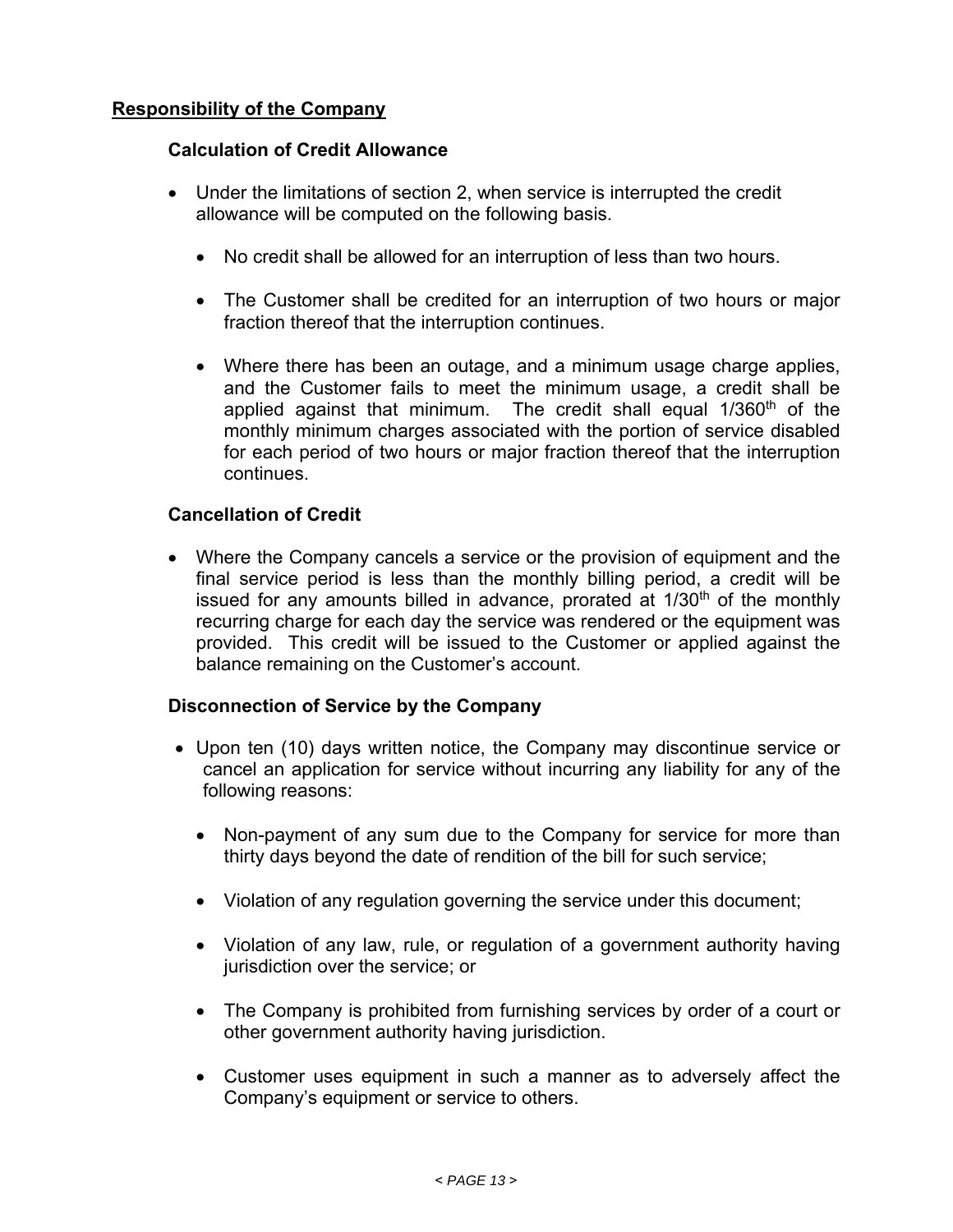## Responsibility of the Company

### Calculation of Credit Allowance

- Under the limitations of section 2, when service is interrupted the credit allowance will be computed on the following basis.
  - No credit shall be allowed for an interruption of less than two hours.
  - The Customer shall be credited for an interruption of two hours or major fraction thereof that the interruption continues.
  - Where there has been an outage, and a minimum usage charge applies, and the Customer fails to meet the minimum usage, a credit shall be applied against that minimum. The credit shall equal 1/360th of the monthly minimum charges associated with the portion of service disabled for each period of two hours or major fraction thereof that the interruption continues.

### Cancellation of Credit

- Where the Company cancels a service or the provision of equipment and the final service period is less than the monthly billing period, a credit will be issued for any amounts billed in advance, prorated at 1/30th of the monthly recurring charge for each day the service was rendered or the equipment was provided. This credit will be issued to the Customer or applied against the balance remaining on the Customer's account.

### Disconnection of Service by the Company

- Upon ten (10) days written notice, the Company may discontinue service or cancel an application for service without incurring any liability for any of the following reasons:
  - Non-payment of any sum due to the Company for service for more than thirty days beyond the date of rendition of the bill for such service;
  - Violation of any regulation governing the service under this document;
  - Violation of any law, rule, or regulation of a government authority having jurisdiction over the service; or
  - The Company is prohibited from furnishing services by order of a court or other government authority having jurisdiction.
  - Customer uses equipment in such a manner as to adversely affect the Company's equipment or service to others.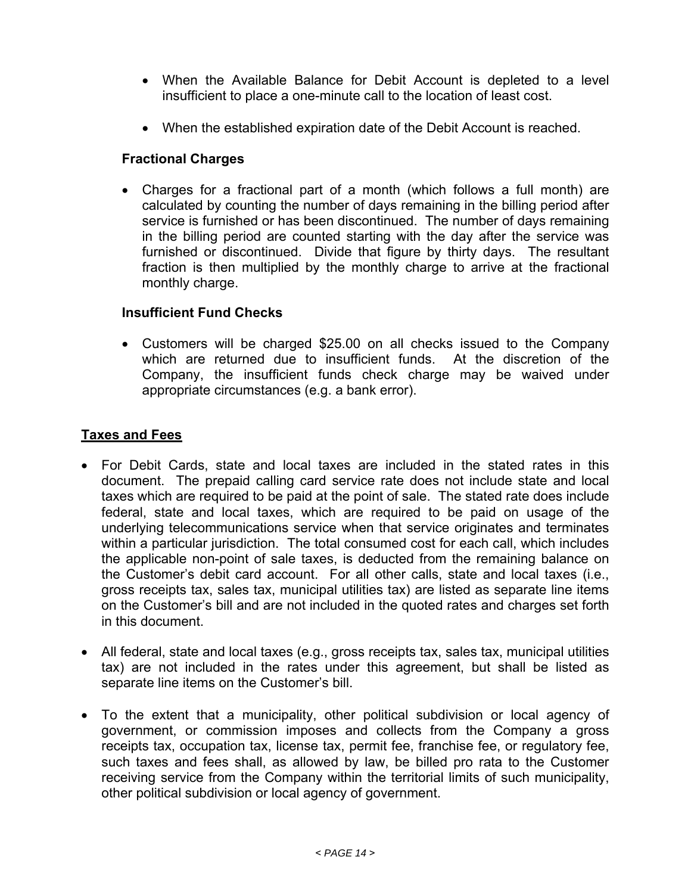- When the Available Balance for Debit Account is depleted to a level insufficient to place a one-minute call to the location of least cost.

- When the established expiration date of the Debit Account is reached.

**Fractional Charges**

- Charges for a fractional part of a month (which follows a full month) are calculated by counting the number of days remaining in the billing period after service is furnished or has been discontinued. The number of days remaining in the billing period are counted starting with the day after the service was furnished or discontinued. Divide that figure by thirty days. The resultant fraction is then multiplied by the monthly charge to arrive at the fractional monthly charge.

**Insufficient Fund Checks**

- Customers will be charged $25.00 on all checks issued to the Company which are returned due to insufficient funds. At the discretion of the Company, the insufficient funds check charge may be waived under appropriate circumstances (e.g. a bank error).

## Taxes and Fees

- For Debit Cards, state and local taxes are included in the stated rates in this document. The prepaid calling card service rate does not include state and local taxes which are required to be paid at the point of sale. The stated rate does include federal, state and local taxes, which are required to be paid on usage of the underlying telecommunications service when that service originates and terminates within a particular jurisdiction. The total consumed cost for each call, which includes the applicable non-point of sale taxes, is deducted from the remaining balance on the Customer's debit card account. For all other calls, state and local taxes (i.e., gross receipts tax, sales tax, municipal utilities tax) are listed as separate line items on the Customer's bill and are not included in the quoted rates and charges set forth in this document.

- All federal, state and local taxes (e.g., gross receipts tax, sales tax, municipal utilities tax) are not included in the rates under this agreement, but shall be listed as separate line items on the Customer's bill.

- To the extent that a municipality, other political subdivision or local agency of government, or commission imposes and collects from the Company a gross receipts tax, occupation tax, license tax, permit fee, franchise fee, or regulatory fee, such taxes and fees shall, as allowed by law, be billed pro rata to the Customer receiving service from the Company within the territorial limits of such municipality, other political subdivision or local agency of government.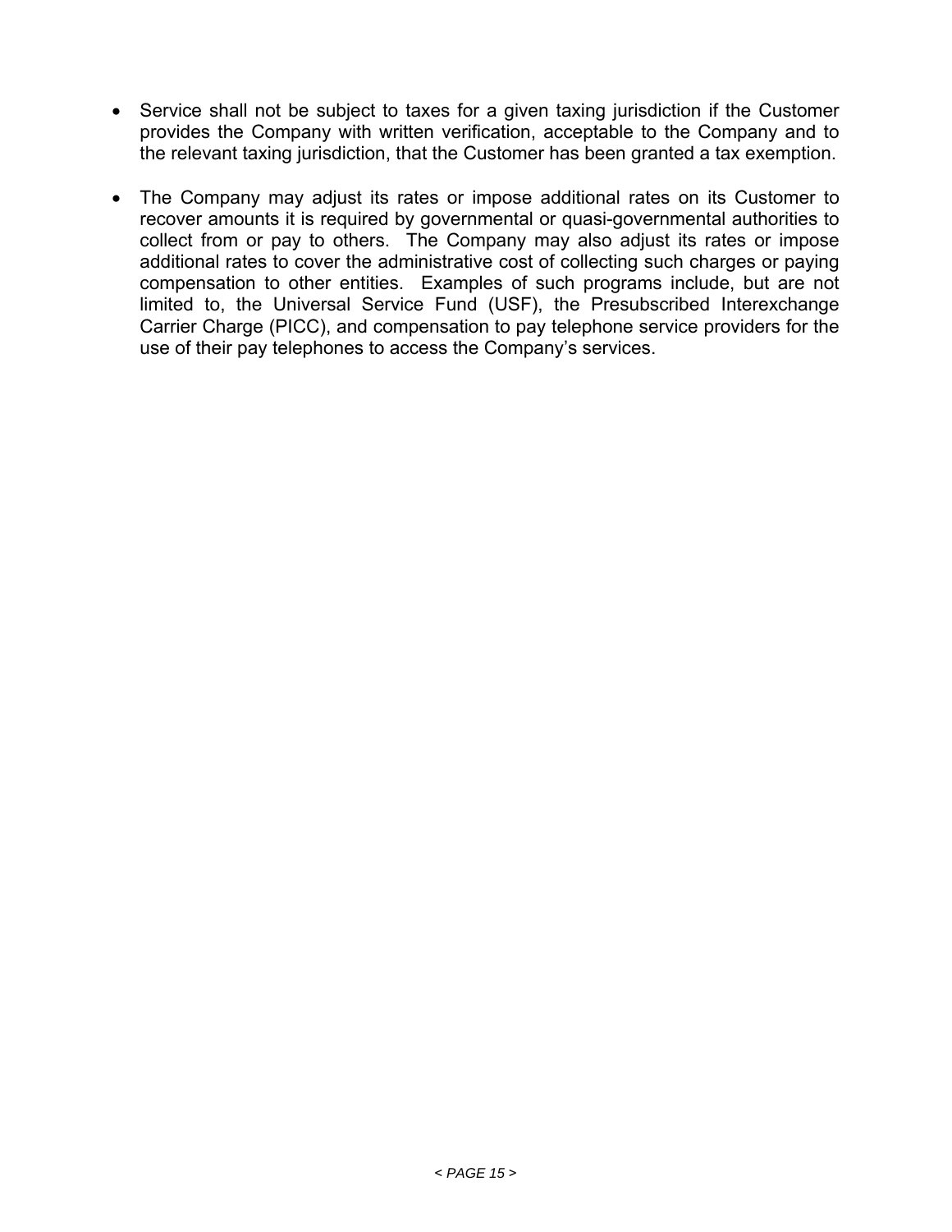- Service shall not be subject to taxes for a given taxing jurisdiction if the Customer provides the Company with written verification, acceptable to the Company and to the relevant taxing jurisdiction, that the Customer has been granted a tax exemption.

- The Company may adjust its rates or impose additional rates on its Customer to recover amounts it is required by governmental or quasi-governmental authorities to collect from or pay to others. The Company may also adjust its rates or impose additional rates to cover the administrative cost of collecting such charges or paying compensation to other entities. Examples of such programs include, but are not limited to, the Universal Service Fund (USF), the Presubscribed Interexchange Carrier Charge (PICC), and compensation to pay telephone service providers for the use of their pay telephones to access the Company's services.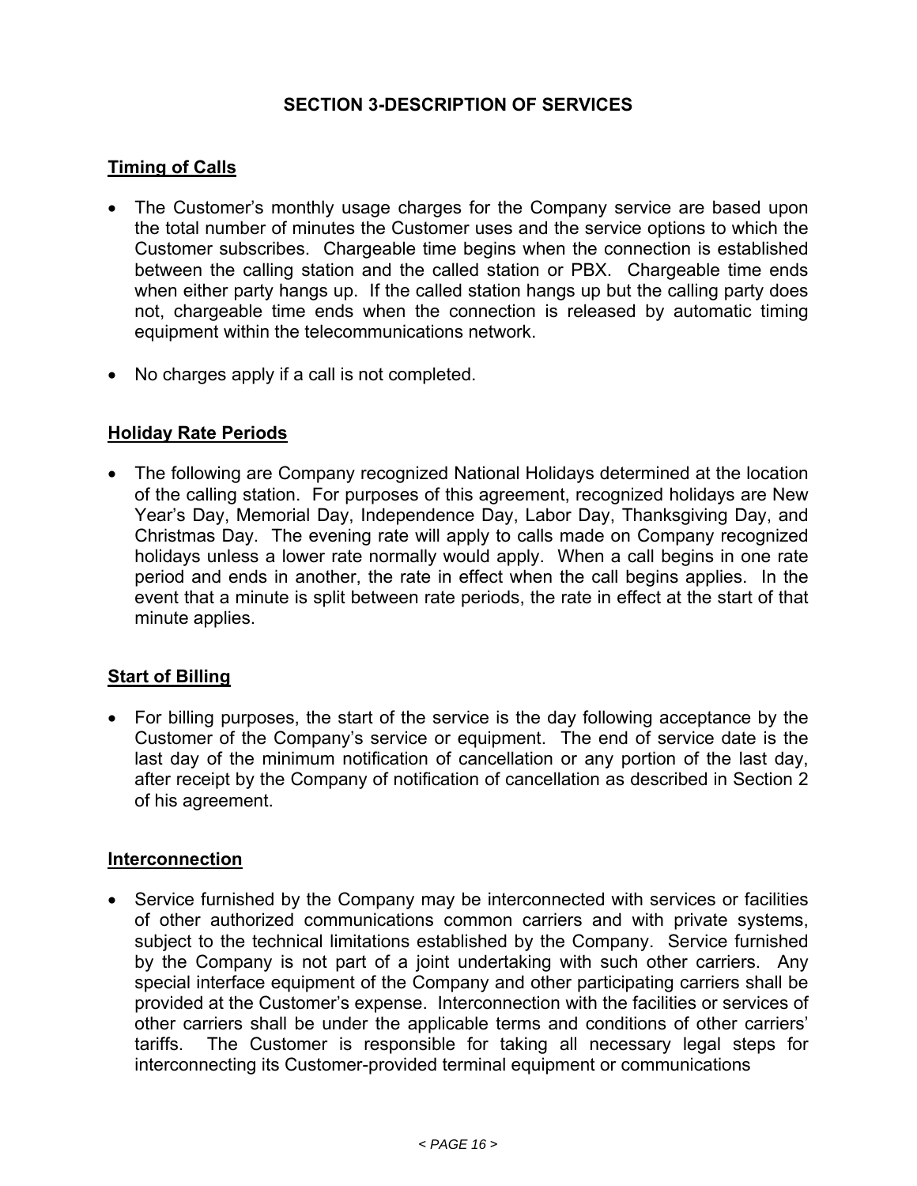## SECTION 3-DESCRIPTION OF SERVICES

### Timing of Calls

- The Customer's monthly usage charges for the Company service are based upon the total number of minutes the Customer uses and the service options to which the Customer subscribes. Chargeable time begins when the connection is established between the calling station and the called station or PBX. Chargeable time ends when either party hangs up. If the called station hangs up but the calling party does not, chargeable time ends when the connection is released by automatic timing equipment within the telecommunications network.
- No charges apply if a call is not completed.

### Holiday Rate Periods

- The following are Company recognized National Holidays determined at the location of the calling station. For purposes of this agreement, recognized holidays are New Year's Day, Memorial Day, Independence Day, Labor Day, Thanksgiving Day, and Christmas Day. The evening rate will apply to calls made on Company recognized holidays unless a lower rate normally would apply. When a call begins in one rate period and ends in another, the rate in effect when the call begins applies. In the event that a minute is split between rate periods, the rate in effect at the start of that minute applies.

### Start of Billing

- For billing purposes, the start of the service is the day following acceptance by the Customer of the Company's service or equipment. The end of service date is the last day of the minimum notification of cancellation or any portion of the last day, after receipt by the Company of notification of cancellation as described in Section 2 of his agreement.

### Interconnection

- Service furnished by the Company may be interconnected with services or facilities of other authorized communications common carriers and with private systems, subject to the technical limitations established by the Company. Service furnished by the Company is not part of a joint undertaking with such other carriers. Any special interface equipment of the Company and other participating carriers shall be provided at the Customer's expense. Interconnection with the facilities or services of other carriers shall be under the applicable terms and conditions of other carriers' tariffs. The Customer is responsible for taking all necessary legal steps for interconnecting its Customer-provided terminal equipment or communications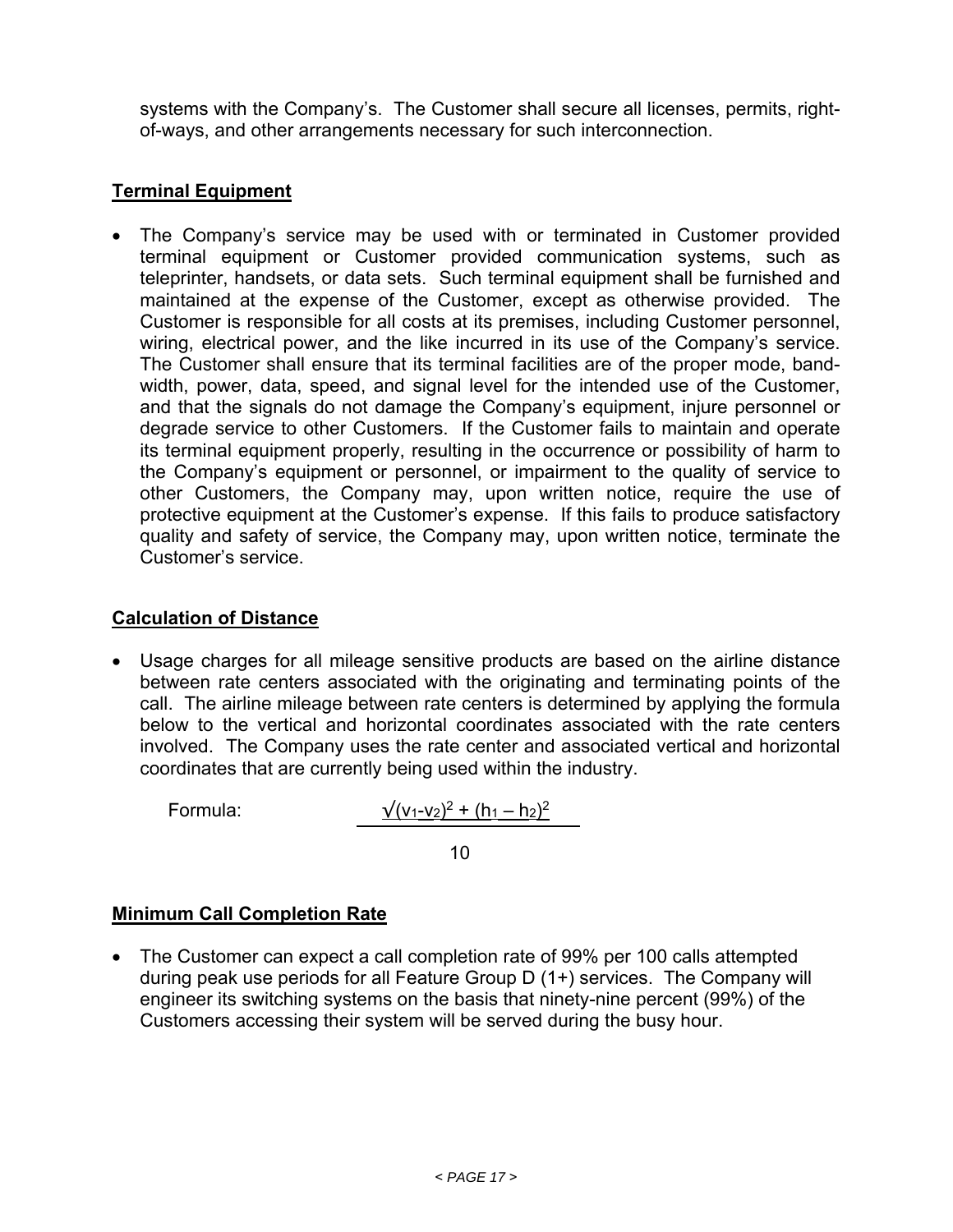systems with the Company's. The Customer shall secure all licenses, permits, right-of-ways, and other arrangements necessary for such interconnection.

## Terminal Equipment

- The Company's service may be used with or terminated in Customer provided terminal equipment or Customer provided communication systems, such as teleprinter, handsets, or data sets. Such terminal equipment shall be furnished and maintained at the expense of the Customer, except as otherwise provided. The Customer is responsible for all costs at its premises, including Customer personnel, wiring, electrical power, and the like incurred in its use of the Company's service. The Customer shall ensure that its terminal facilities are of the proper mode, band-width, power, data, speed, and signal level for the intended use of the Customer, and that the signals do not damage the Company's equipment, injure personnel or degrade service to other Customers. If the Customer fails to maintain and operate its terminal equipment properly, resulting in the occurrence or possibility of harm to the Company's equipment or personnel, or impairment to the quality of service to other Customers, the Company may, upon written notice, require the use of protective equipment at the Customer's expense. If this fails to produce satisfactory quality and safety of service, the Company may, upon written notice, terminate the Customer's service.

## Calculation of Distance

- Usage charges for all mileage sensitive products are based on the airline distance between rate centers associated with the originating and terminating points of the call. The airline mileage between rate centers is determined by applying the formula below to the vertical and horizontal coordinates associated with the rate centers involved. The Company uses the rate center and associated vertical and horizontal coordinates that are currently being used within the industry.

Formula:

$$\frac{\sqrt{(v_1 - v_2)^2 + (h_1 - h_2)^2}}{10}$$

## Minimum Call Completion Rate

- The Customer can expect a call completion rate of 99% per 100 calls attempted during peak use periods for all Feature Group D (1+) services. The Company will engineer its switching systems on the basis that ninety-nine percent (99%) of the Customers accessing their system will be served during the busy hour.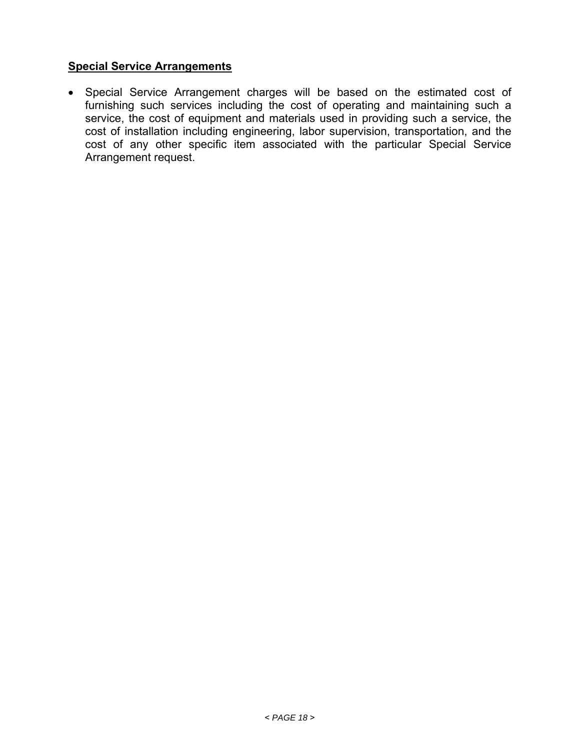**Special Service Arrangements**

- Special Service Arrangement charges will be based on the estimated cost of furnishing such services including the cost of operating and maintaining such a service, the cost of equipment and materials used in providing such a service, the cost of installation including engineering, labor supervision, transportation, and the cost of any other specific item associated with the particular Special Service Arrangement request.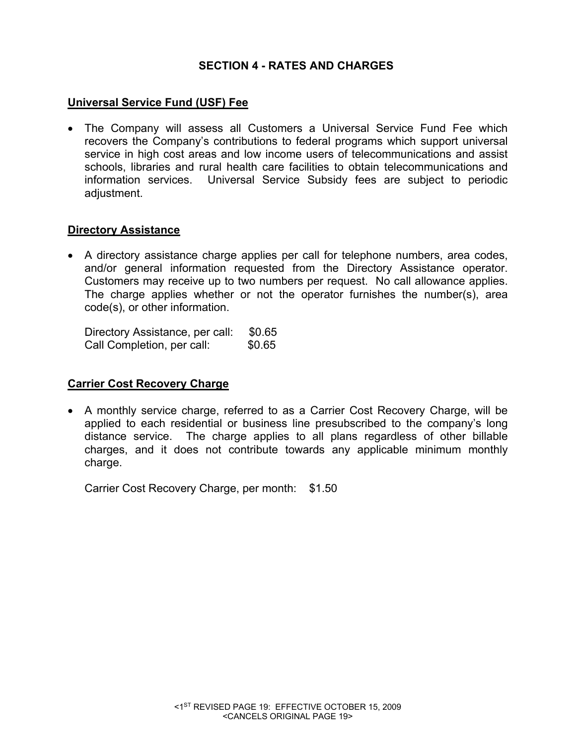## SECTION 4 - RATES AND CHARGES

### Universal Service Fund (USF) Fee

- The Company will assess all Customers a Universal Service Fund Fee which recovers the Company's contributions to federal programs which support universal service in high cost areas and low income users of telecommunications and assist schools, libraries and rural health care facilities to obtain telecommunications and information services. Universal Service Subsidy fees are subject to periodic adjustment.

### Directory Assistance

- A directory assistance charge applies per call for telephone numbers, area codes, and/or general information requested from the Directory Assistance operator. Customers may receive up to two numbers per request. No call allowance applies. The charge applies whether or not the operator furnishes the number(s), area code(s), or other information.

  Directory Assistance, per call: $0.65
  Call Completion, per call: $0.65

### Carrier Cost Recovery Charge

- A monthly service charge, referred to as a Carrier Cost Recovery Charge, will be applied to each residential or business line presubscribed to the company's long distance service. The charge applies to all plans regardless of other billable charges, and it does not contribute towards any applicable minimum monthly charge.

  Carrier Cost Recovery Charge, per month: $1.50

<1ST REVISED PAGE 19: EFFECTIVE OCTOBER 15, 2009
<CANCELS ORIGINAL PAGE 19>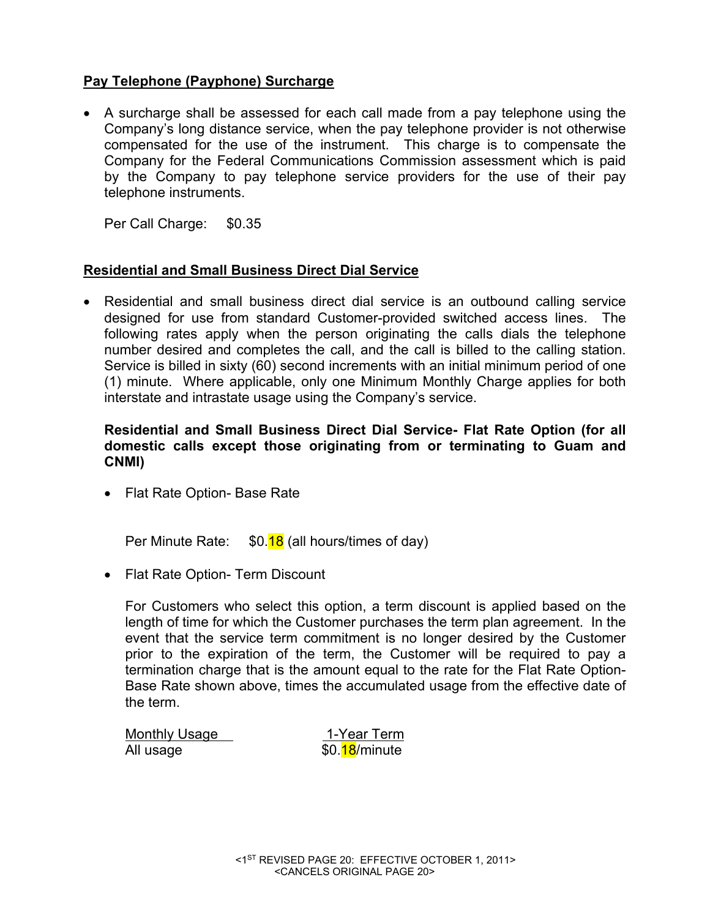## Pay Telephone (Payphone) Surcharge

- A surcharge shall be assessed for each call made from a pay telephone using the Company's long distance service, when the pay telephone provider is not otherwise compensated for the use of the instrument. This charge is to compensate the Company for the Federal Communications Commission assessment which is paid by the Company to pay telephone service providers for the use of their pay telephone instruments.

  Per Call Charge: $0.35

## Residential and Small Business Direct Dial Service

- Residential and small business direct dial service is an outbound calling service designed for use from standard Customer-provided switched access lines. The following rates apply when the person originating the calls dials the telephone number desired and completes the call, and the call is billed to the calling station. Service is billed in sixty (60) second increments with an initial minimum period of one (1) minute. Where applicable, only one Minimum Monthly Charge applies for both interstate and intrastate usage using the Company's service.

**Residential and Small Business Direct Dial Service- Flat Rate Option (for all domestic calls except those originating from or terminating to Guam and CNMI)**

- Flat Rate Option- Base Rate

  Per Minute Rate: $0.18 (all hours/times of day)

- Flat Rate Option- Term Discount

  For Customers who select this option, a term discount is applied based on the length of time for which the Customer purchases the term plan agreement. In the event that the service term commitment is no longer desired by the Customer prior to the expiration of the term, the Customer will be required to pay a termination charge that is the amount equal to the rate for the Flat Rate Option-Base Rate shown above, times the accumulated usage from the effective date of the term.

| Monthly Usage | 1-Year Term |
| --- | --- |
| All usage | $0.18/minute |

<1ST REVISED PAGE 20: EFFECTIVE OCTOBER 1, 2011>
<CANCELS ORIGINAL PAGE 20>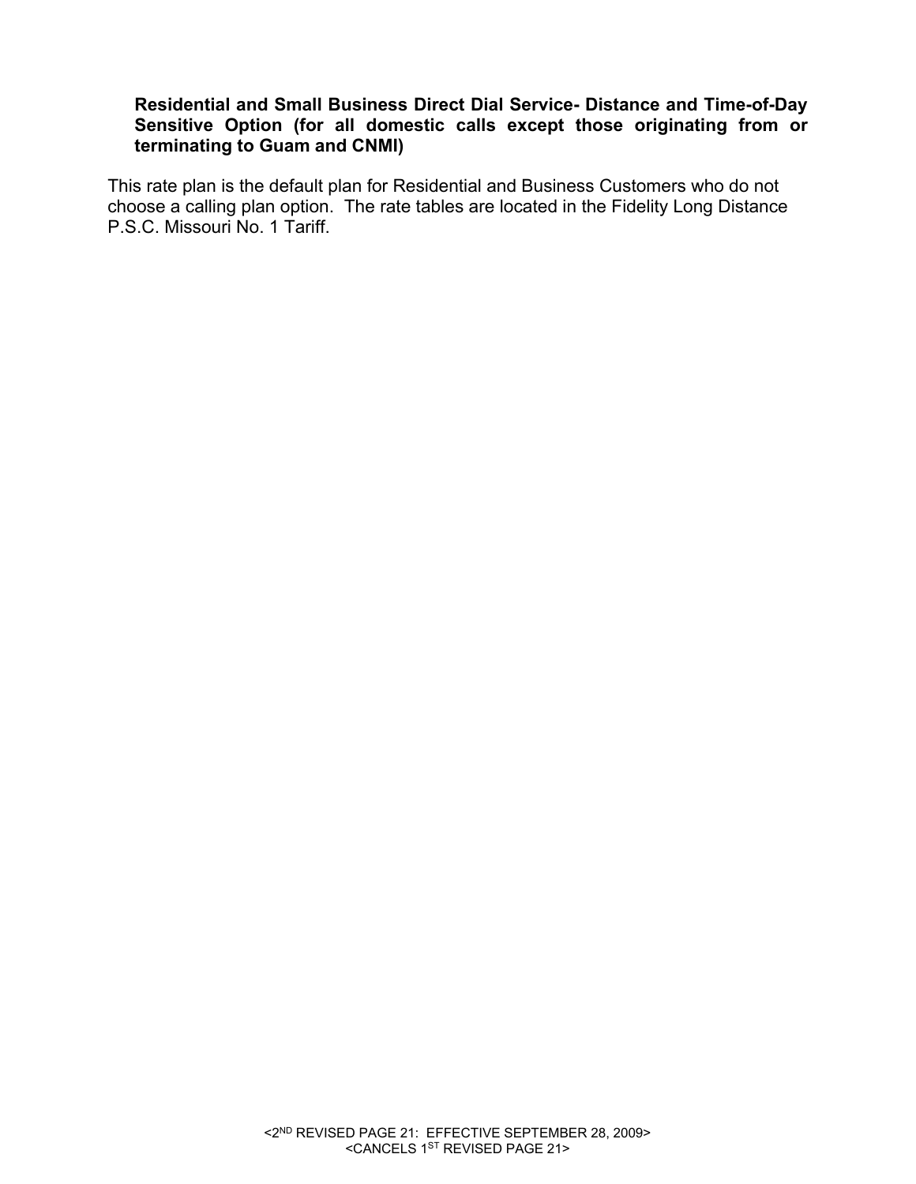**Residential and Small Business Direct Dial Service- Distance and Time-of-Day Sensitive Option (for all domestic calls except those originating from or terminating to Guam and CNMI)**

This rate plan is the default plan for Residential and Business Customers who do not choose a calling plan option. The rate tables are located in the Fidelity Long Distance P.S.C. Missouri No. 1 Tariff.

<2ND REVISED PAGE 21: EFFECTIVE SEPTEMBER 28, 2009>
<CANCELS 1ST REVISED PAGE 21>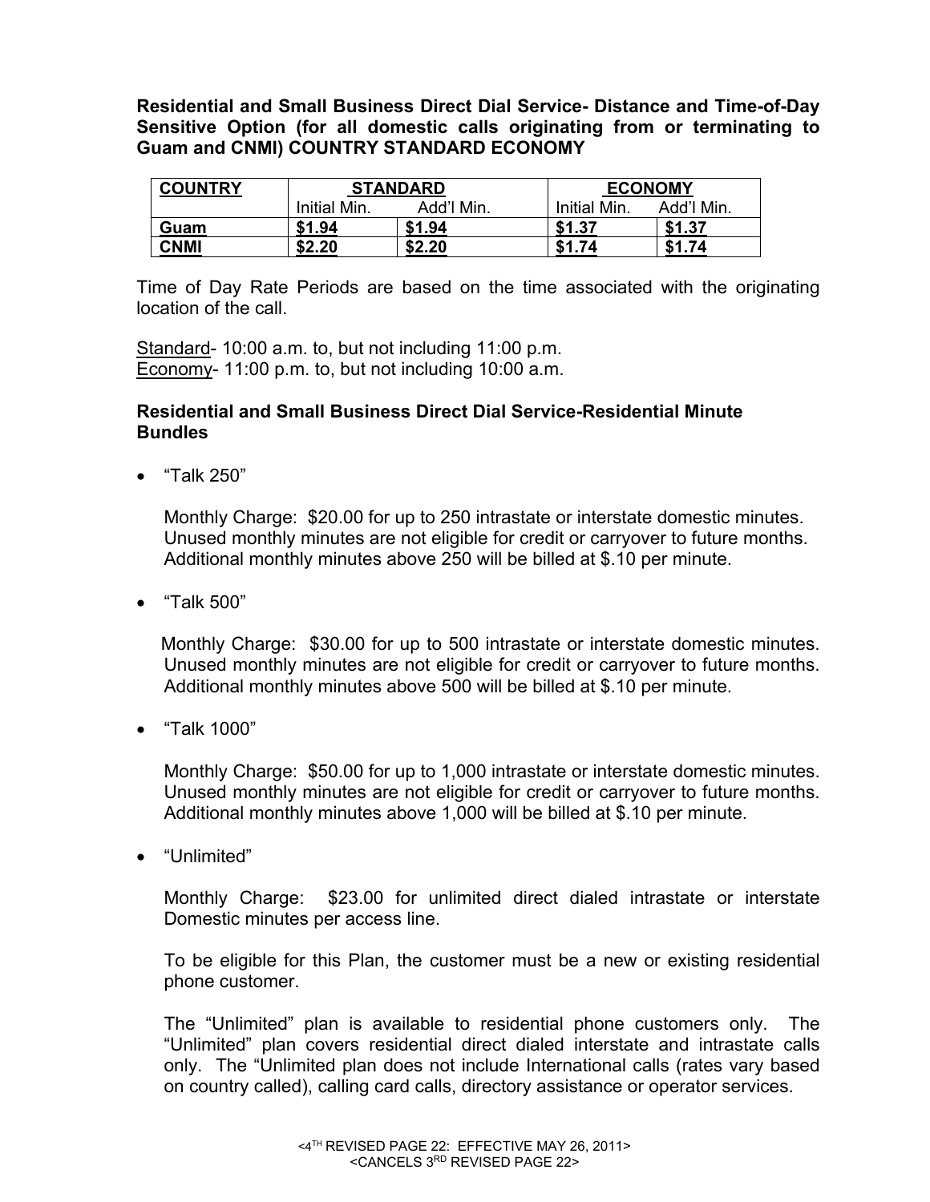**Residential and Small Business Direct Dial Service- Distance and Time-of-Day Sensitive Option (for all domestic calls originating from or terminating to Guam and CNMI) COUNTRY STANDARD ECONOMY**

| **COUNTRY** | **STANDARD** | | **ECONOMY** | |
|---|---|---|---|---|
| | Initial Min. | Add'l Min. | Initial Min. | Add'l Min. |
| **Guam** | **$1.94** | **$1.94** | **$1.37** | **$1.37** |
| **CNMI** | **$2.20** | **$2.20** | **$1.74** | **$1.74** |

Time of Day Rate Periods are based on the time associated with the originating location of the call.

Standard- 10:00 a.m. to, but not including 11:00 p.m.
Economy- 11:00 p.m. to, but not including 10:00 a.m.

**Residential and Small Business Direct Dial Service-Residential Minute Bundles**

- "Talk 250"

  Monthly Charge: $20.00 for up to 250 intrastate or interstate domestic minutes. Unused monthly minutes are not eligible for credit or carryover to future months. Additional monthly minutes above 250 will be billed at $.10 per minute.

- "Talk 500"

  Monthly Charge: $30.00 for up to 500 intrastate or interstate domestic minutes. Unused monthly minutes are not eligible for credit or carryover to future months. Additional monthly minutes above 500 will be billed at $.10 per minute.

- "Talk 1000"

  Monthly Charge: $50.00 for up to 1,000 intrastate or interstate domestic minutes. Unused monthly minutes are not eligible for credit or carryover to future months. Additional monthly minutes above 1,000 will be billed at $.10 per minute.

- "Unlimited"

  Monthly Charge: $23.00 for unlimited direct dialed intrastate or interstate Domestic minutes per access line.

  To be eligible for this Plan, the customer must be a new or existing residential phone customer.

  The "Unlimited" plan is available to residential phone customers only. The "Unlimited" plan covers residential direct dialed interstate and intrastate calls only. The "Unlimited plan does not include International calls (rates vary based on country called), calling card calls, directory assistance or operator services.

<4TH REVISED PAGE 22: EFFECTIVE MAY 26, 2011>
<CANCELS 3RD REVISED PAGE 22>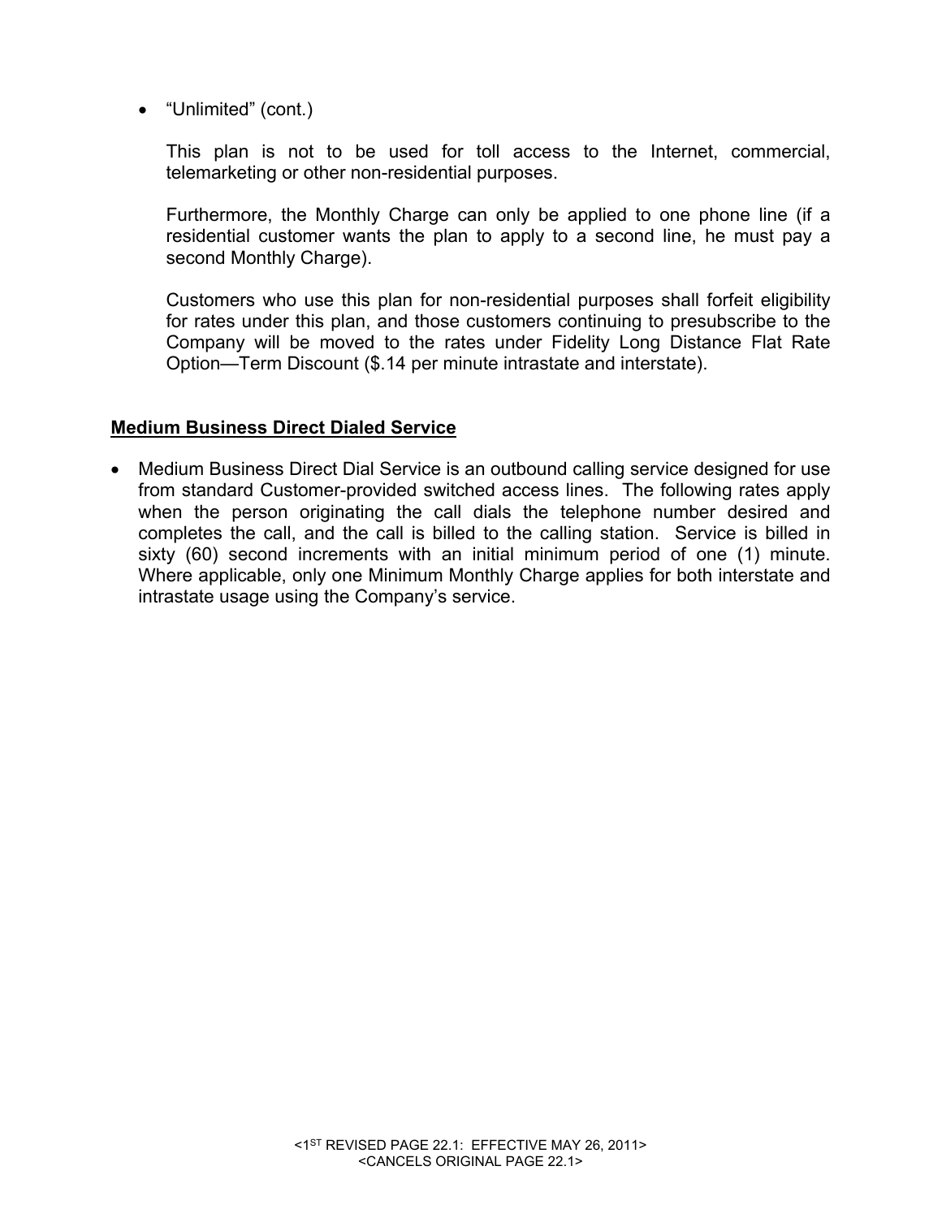- "Unlimited" (cont.)

  This plan is not to be used for toll access to the Internet, commercial, telemarketing or other non-residential purposes.

  Furthermore, the Monthly Charge can only be applied to one phone line (if a residential customer wants the plan to apply to a second line, he must pay a second Monthly Charge).

  Customers who use this plan for non-residential purposes shall forfeit eligibility for rates under this plan, and those customers continuing to presubscribe to the Company will be moved to the rates under Fidelity Long Distance Flat Rate Option—Term Discount ($.14 per minute intrastate and interstate).

**<u>Medium Business Direct Dialed Service</u>**

- Medium Business Direct Dial Service is an outbound calling service designed for use from standard Customer-provided switched access lines. The following rates apply when the person originating the call dials the telephone number desired and completes the call, and the call is billed to the calling station. Service is billed in sixty (60) second increments with an initial minimum period of one (1) minute. Where applicable, only one Minimum Monthly Charge applies for both interstate and intrastate usage using the Company's service.

<1ST REVISED PAGE 22.1: EFFECTIVE MAY 26, 2011>
<CANCELS ORIGINAL PAGE 22.1>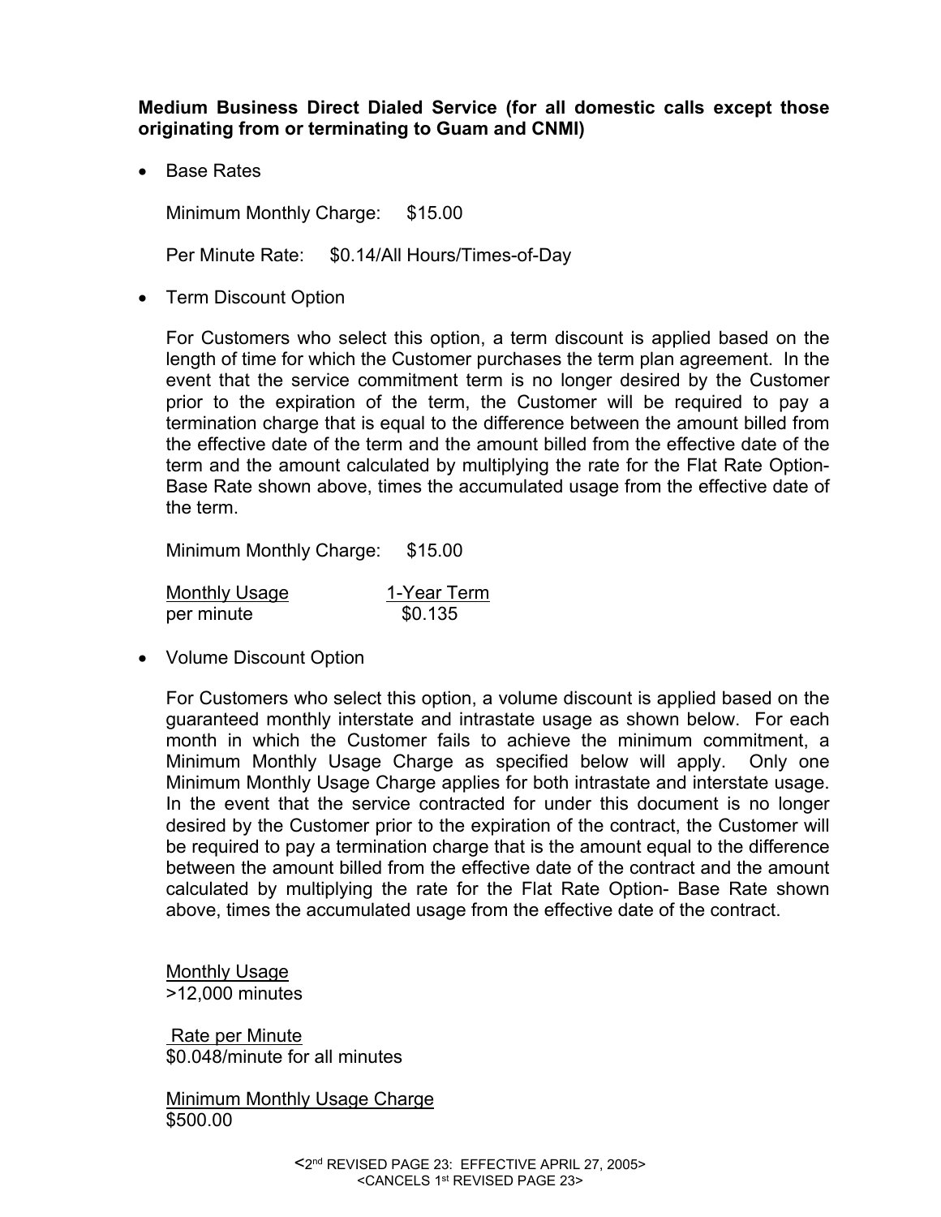**Medium Business Direct Dialed Service (for all domestic calls except those originating from or terminating to Guam and CNMI)**

- Base Rates

  Minimum Monthly Charge: $15.00

  Per Minute Rate: $0.14/All Hours/Times-of-Day

- Term Discount Option

  For Customers who select this option, a term discount is applied based on the length of time for which the Customer purchases the term plan agreement. In the event that the service commitment term is no longer desired by the Customer prior to the expiration of the term, the Customer will be required to pay a termination charge that is equal to the difference between the amount billed from the effective date of the term and the amount billed from the effective date of the term and the amount calculated by multiplying the rate for the Flat Rate Option-Base Rate shown above, times the accumulated usage from the effective date of the term.

  Minimum Monthly Charge: $15.00

  | Monthly Usage | 1-Year Term |
  | --- | --- |
  | per minute | $0.135 |

- Volume Discount Option

  For Customers who select this option, a volume discount is applied based on the guaranteed monthly interstate and intrastate usage as shown below. For each month in which the Customer fails to achieve the minimum commitment, a Minimum Monthly Usage Charge as specified below will apply. Only one Minimum Monthly Usage Charge applies for both intrastate and interstate usage. In the event that the service contracted for under this document is no longer desired by the Customer prior to the expiration of the contract, the Customer will be required to pay a termination charge that is the amount equal to the difference between the amount billed from the effective date of the contract and the amount calculated by multiplying the rate for the Flat Rate Option- Base Rate shown above, times the accumulated usage from the effective date of the contract.

  Monthly Usage
  >12,000 minutes

  Rate per Minute
  $0.048/minute for all minutes

  Minimum Monthly Usage Charge
  $500.00

<2nd REVISED PAGE 23: EFFECTIVE APRIL 27, 2005>
<CANCELS 1st REVISED PAGE 23>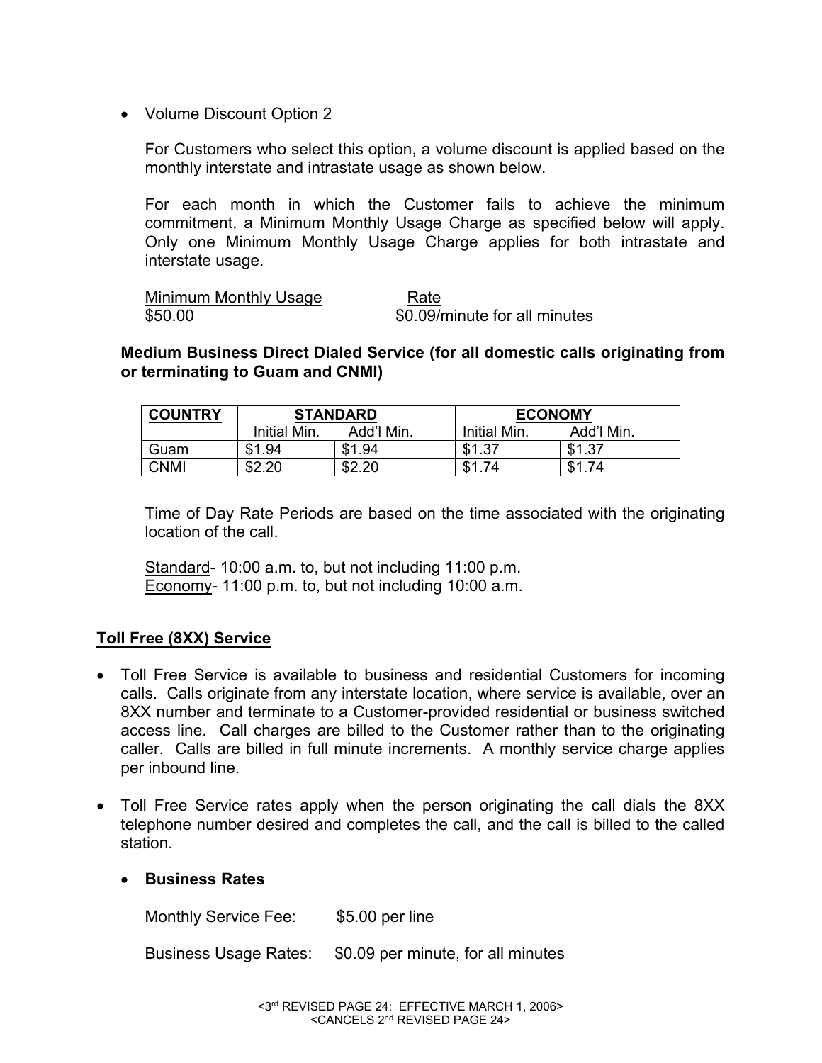- Volume Discount Option 2

  For Customers who select this option, a volume discount is applied based on the monthly interstate and intrastate usage as shown below.

  For each month in which the Customer fails to achieve the minimum commitment, a Minimum Monthly Usage Charge as specified below will apply. Only one Minimum Monthly Usage Charge applies for both intrastate and interstate usage.

  | Minimum Monthly Usage | Rate |
  | --- | --- |
  | $50.00 | $0.09/minute for all minutes |

**Medium Business Direct Dialed Service (for all domestic calls originating from or terminating to Guam and CNMI)**

| COUNTRY | STANDARD | | ECONOMY | |
| --- | --- | --- | --- | --- |
| | Initial Min. | Add'l Min. | Initial Min. | Add'l Min. |
| Guam | $1.94 | $1.94 | $1.37 | $1.37 |
| CNMI | $2.20 | $2.20 | $1.74 | $1.74 |

Time of Day Rate Periods are based on the time associated with the originating location of the call.

Standard- 10:00 a.m. to, but not including 11:00 p.m.
Economy- 11:00 p.m. to, but not including 10:00 a.m.

## Toll Free (8XX) Service

- Toll Free Service is available to business and residential Customers for incoming calls. Calls originate from any interstate location, where service is available, over an 8XX number and terminate to a Customer-provided residential or business switched access line. Call charges are billed to the Customer rather than to the originating caller. Calls are billed in full minute increments. A monthly service charge applies per inbound line.

- Toll Free Service rates apply when the person originating the call dials the 8XX telephone number desired and completes the call, and the call is billed to the called station.

  - **Business Rates**

    Monthly Service Fee: $5.00 per line

    Business Usage Rates: $0.09 per minute, for all minutes

<3rd REVISED PAGE 24: EFFECTIVE MARCH 1, 2006>
<CANCELS 2nd REVISED PAGE 24>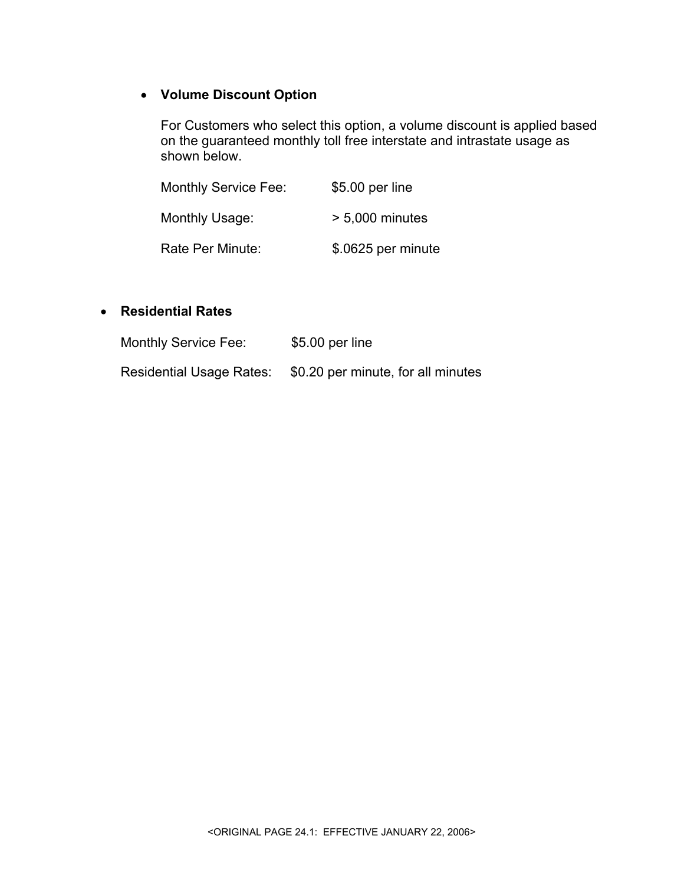- **Volume Discount Option**

  For Customers who select this option, a volume discount is applied based on the guaranteed monthly toll free interstate and intrastate usage as shown below.

  Monthly Service Fee: $5.00 per line

  Monthly Usage: > 5,000 minutes

  Rate Per Minute: $.0625 per minute

- **Residential Rates**

  Monthly Service Fee: $5.00 per line

  Residential Usage Rates: $0.20 per minute, for all minutes

<ORIGINAL PAGE 24.1: EFFECTIVE JANUARY 22, 2006>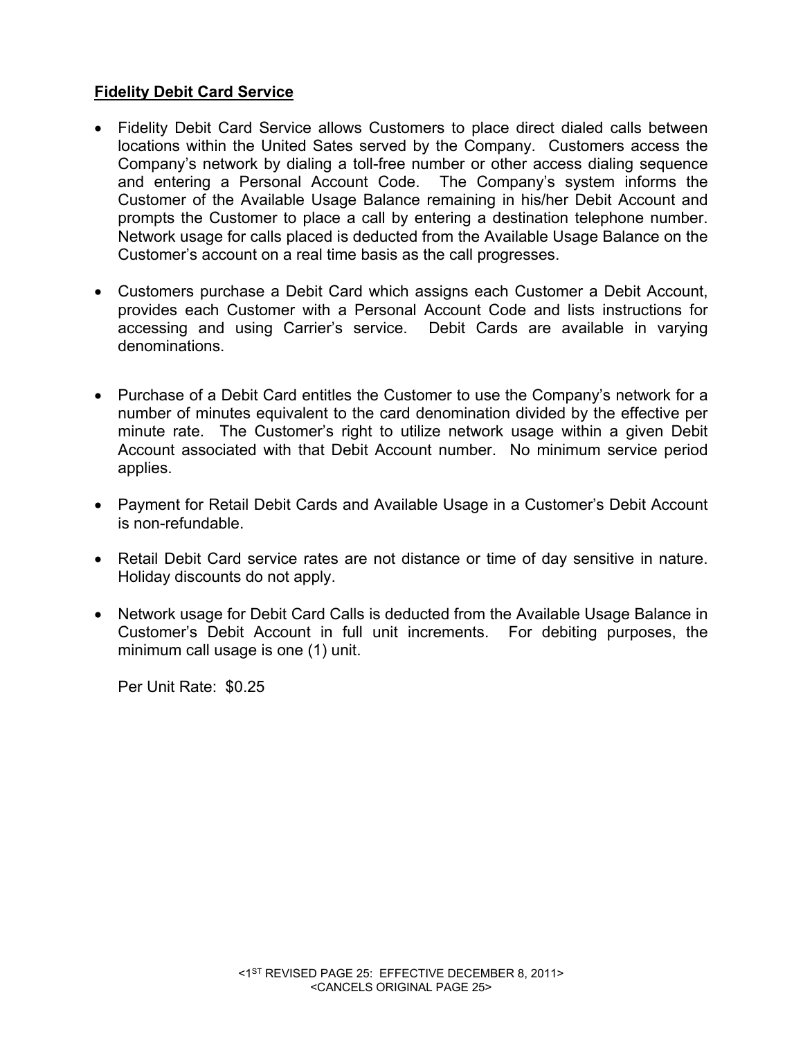**Fidelity Debit Card Service**

- Fidelity Debit Card Service allows Customers to place direct dialed calls between locations within the United Sates served by the Company. Customers access the Company's network by dialing a toll-free number or other access dialing sequence and entering a Personal Account Code. The Company's system informs the Customer of the Available Usage Balance remaining in his/her Debit Account and prompts the Customer to place a call by entering a destination telephone number. Network usage for calls placed is deducted from the Available Usage Balance on the Customer's account on a real time basis as the call progresses.

- Customers purchase a Debit Card which assigns each Customer a Debit Account, provides each Customer with a Personal Account Code and lists instructions for accessing and using Carrier's service. Debit Cards are available in varying denominations.

- Purchase of a Debit Card entitles the Customer to use the Company's network for a number of minutes equivalent to the card denomination divided by the effective per minute rate. The Customer's right to utilize network usage within a given Debit Account associated with that Debit Account number. No minimum service period applies.

- Payment for Retail Debit Cards and Available Usage in a Customer's Debit Account is non-refundable.

- Retail Debit Card service rates are not distance or time of day sensitive in nature. Holiday discounts do not apply.

- Network usage for Debit Card Calls is deducted from the Available Usage Balance in Customer's Debit Account in full unit increments. For debiting purposes, the minimum call usage is one (1) unit.

  Per Unit Rate: $0.25

<1ST REVISED PAGE 25: EFFECTIVE DECEMBER 8, 2011>
<CANCELS ORIGINAL PAGE 25>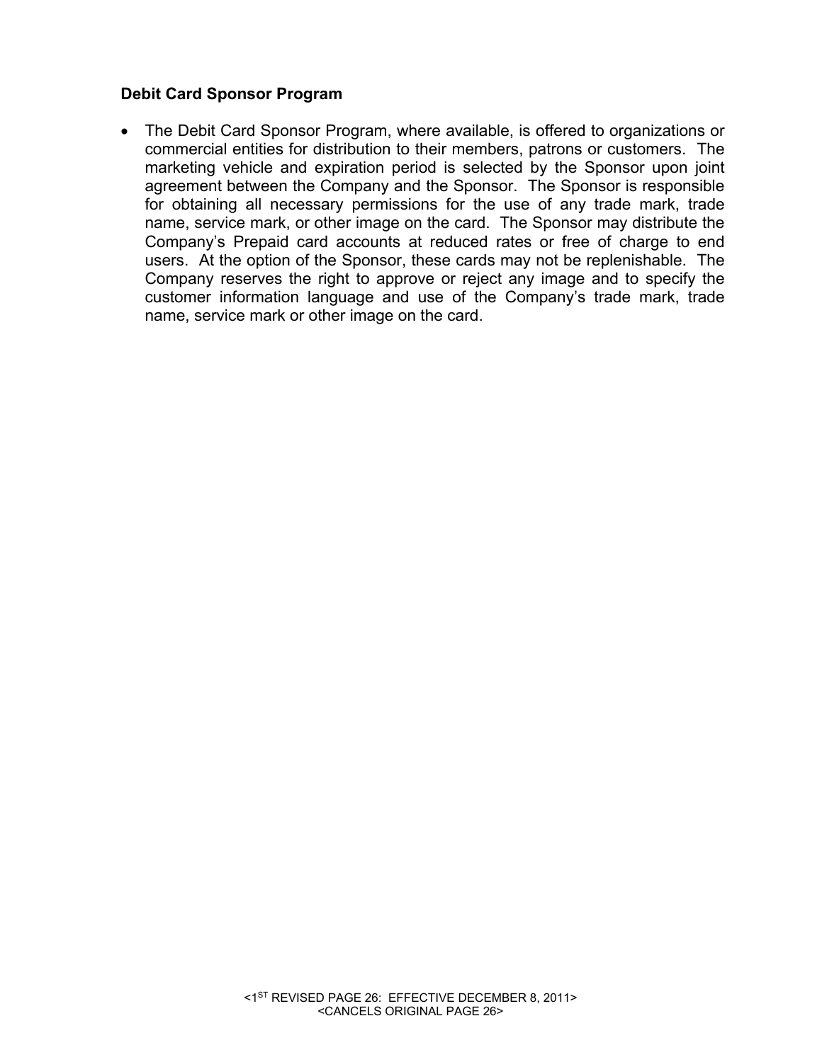**Debit Card Sponsor Program**

- The Debit Card Sponsor Program, where available, is offered to organizations or commercial entities for distribution to their members, patrons or customers. The marketing vehicle and expiration period is selected by the Sponsor upon joint agreement between the Company and the Sponsor. The Sponsor is responsible for obtaining all necessary permissions for the use of any trade mark, trade name, service mark, or other image on the card. The Sponsor may distribute the Company's Prepaid card accounts at reduced rates or free of charge to end users. At the option of the Sponsor, these cards may not be replenishable. The Company reserves the right to approve or reject any image and to specify the customer information language and use of the Company's trade mark, trade name, service mark or other image on the card.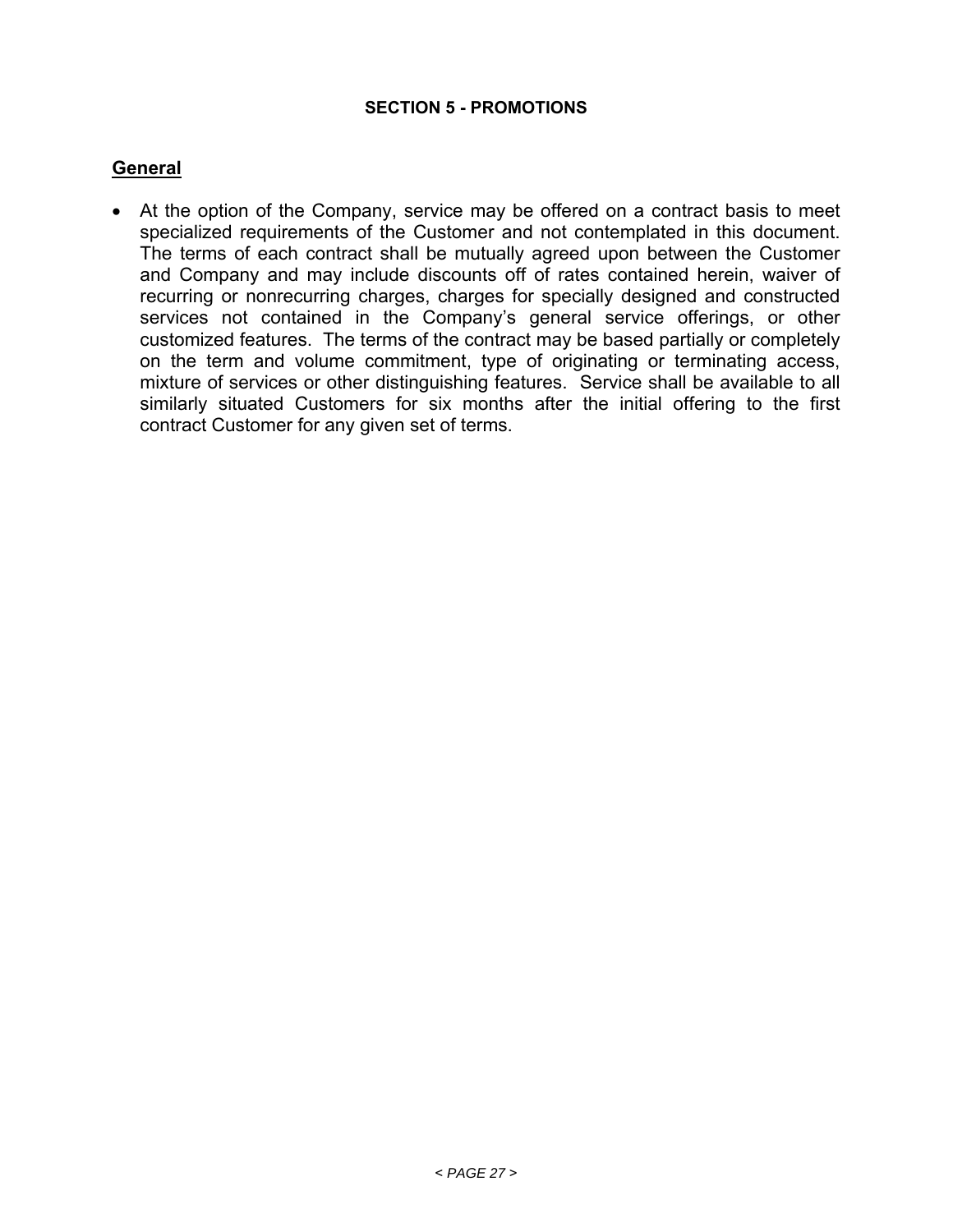## SECTION 5 - PROMOTIONS

### General

- At the option of the Company, service may be offered on a contract basis to meet specialized requirements of the Customer and not contemplated in this document. The terms of each contract shall be mutually agreed upon between the Customer and Company and may include discounts off of rates contained herein, waiver of recurring or nonrecurring charges, charges for specially designed and constructed services not contained in the Company's general service offerings, or other customized features. The terms of the contract may be based partially or completely on the term and volume commitment, type of originating or terminating access, mixture of services or other distinguishing features. Service shall be available to all similarly situated Customers for six months after the initial offering to the first contract Customer for any given set of terms.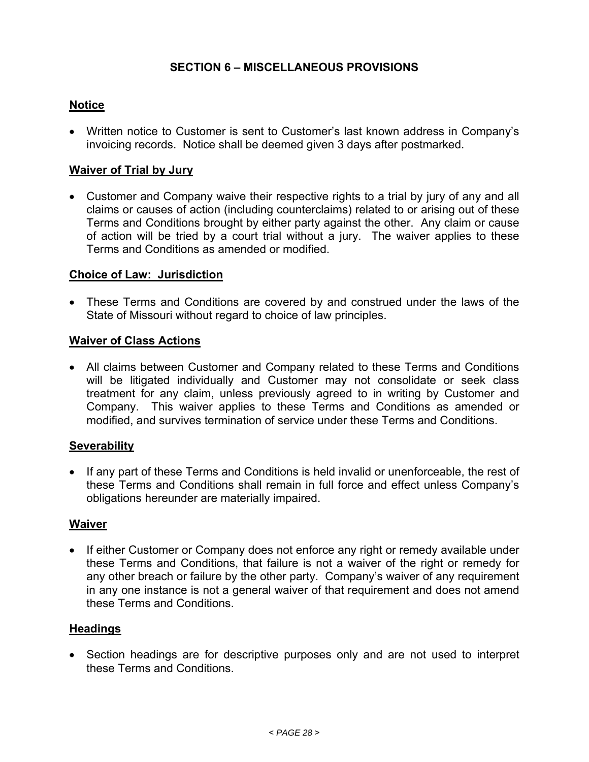## SECTION 6 – MISCELLANEOUS PROVISIONS

### Notice

- Written notice to Customer is sent to Customer's last known address in Company's invoicing records. Notice shall be deemed given 3 days after postmarked.

### Waiver of Trial by Jury

- Customer and Company waive their respective rights to a trial by jury of any and all claims or causes of action (including counterclaims) related to or arising out of these Terms and Conditions brought by either party against the other. Any claim or cause of action will be tried by a court trial without a jury. The waiver applies to these Terms and Conditions as amended or modified.

### Choice of Law: Jurisdiction

- These Terms and Conditions are covered by and construed under the laws of the State of Missouri without regard to choice of law principles.

### Waiver of Class Actions

- All claims between Customer and Company related to these Terms and Conditions will be litigated individually and Customer may not consolidate or seek class treatment for any claim, unless previously agreed to in writing by Customer and Company. This waiver applies to these Terms and Conditions as amended or modified, and survives termination of service under these Terms and Conditions.

### Severability

- If any part of these Terms and Conditions is held invalid or unenforceable, the rest of these Terms and Conditions shall remain in full force and effect unless Company's obligations hereunder are materially impaired.

### Waiver

- If either Customer or Company does not enforce any right or remedy available under these Terms and Conditions, that failure is not a waiver of the right or remedy for any other breach or failure by the other party. Company's waiver of any requirement in any one instance is not a general waiver of that requirement and does not amend these Terms and Conditions.

### Headings

- Section headings are for descriptive purposes only and are not used to interpret these Terms and Conditions.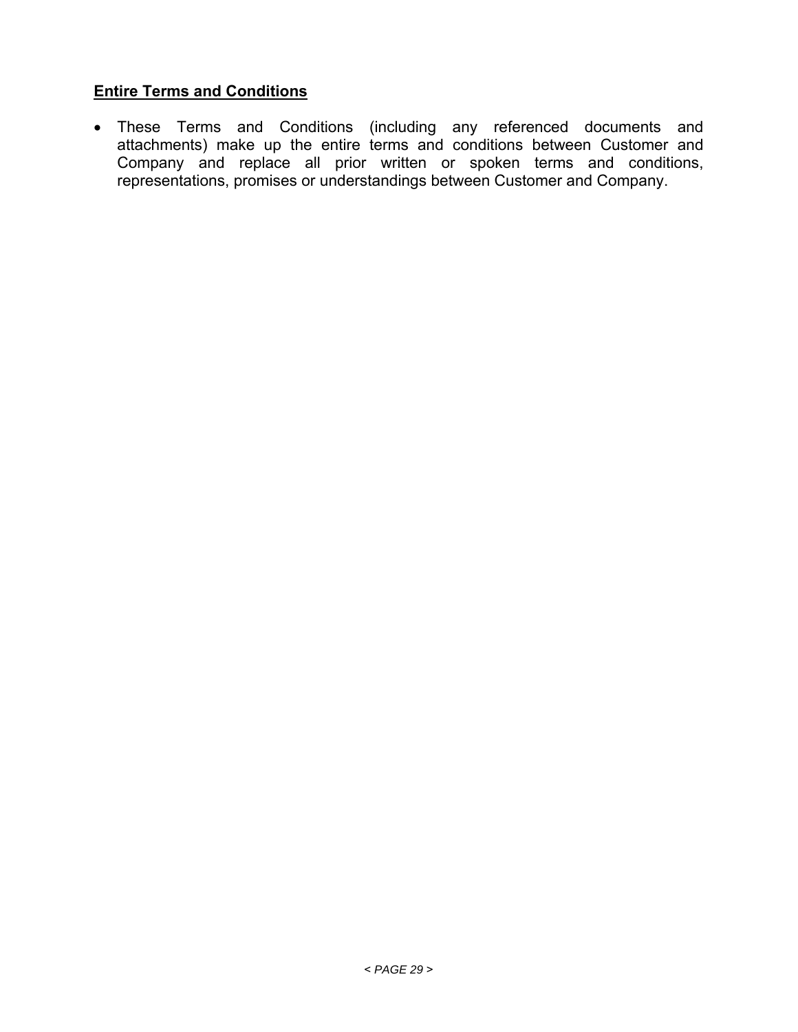## Entire Terms and Conditions

- These Terms and Conditions (including any referenced documents and attachments) make up the entire terms and conditions between Customer and Company and replace all prior written or spoken terms and conditions, representations, promises or understandings between Customer and Company.